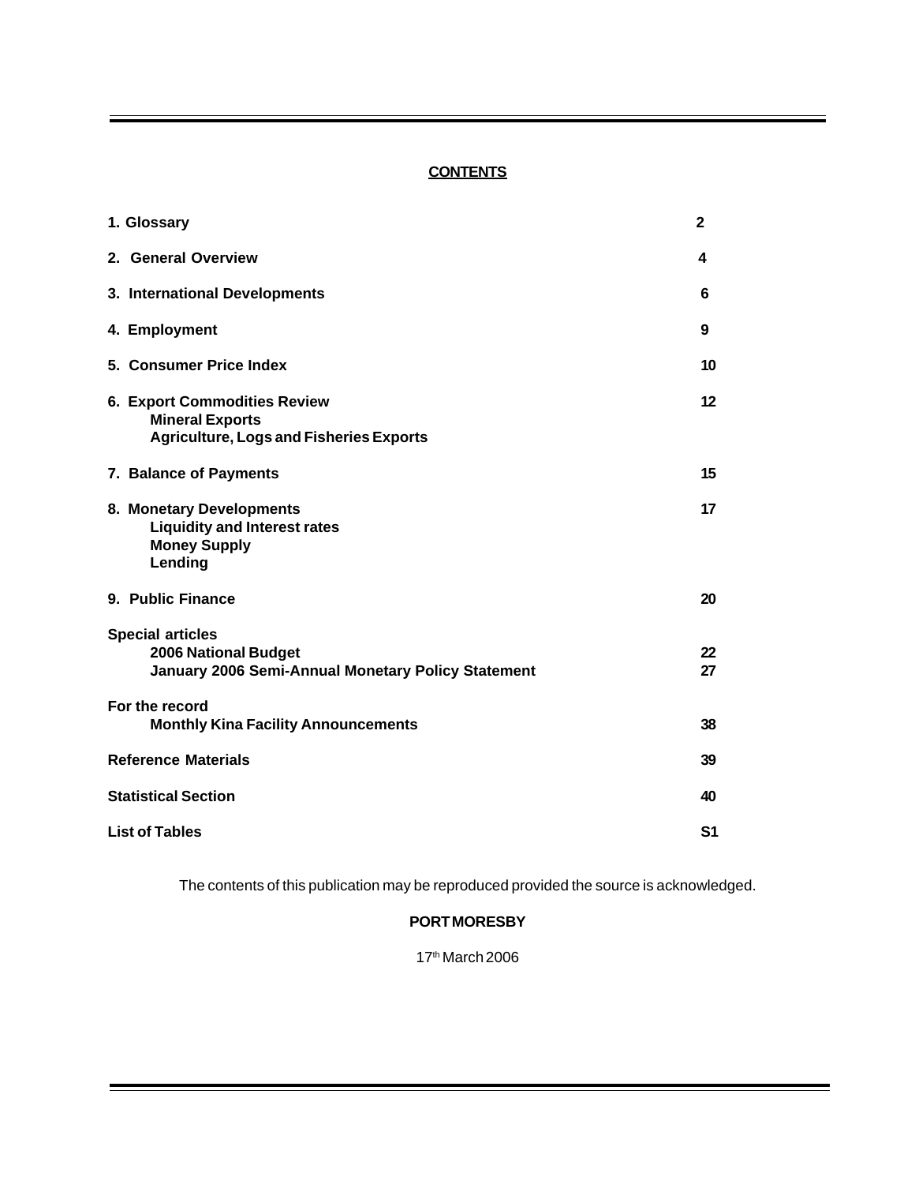## CONTENTS

| | |
|---|---|
| **1. Glossary** | **2** |
| **2. General Overview** | **4** |
| **3. International Developments** | **6** |
| **4. Employment** | **9** |
| **5. Consumer Price Index** | **10** |
| **6. Export Commodities Review** | **12** |
| **Mineral Exports** | |
| **Agriculture, Logs and Fisheries Exports** | |
| **7. Balance of Payments** | **15** |
| **8. Monetary Developments** | **17** |
| **Liquidity and Interest rates** | |
| **Money Supply** | |
| **Lending** | |
| **9. Public Finance** | **20** |
| **Special articles** | |
| **2006 National Budget** | **22** |
| **January 2006 Semi-Annual Monetary Policy Statement** | **27** |
| **For the record** | |
| **Monthly Kina Facility Announcements** | **38** |
| **Reference Materials** | **39** |
| **Statistical Section** | **40** |
| **List of Tables** | **S1** |

The contents of this publication may be reproduced provided the source is acknowledged.

**PORT MORESBY**

17th March 2006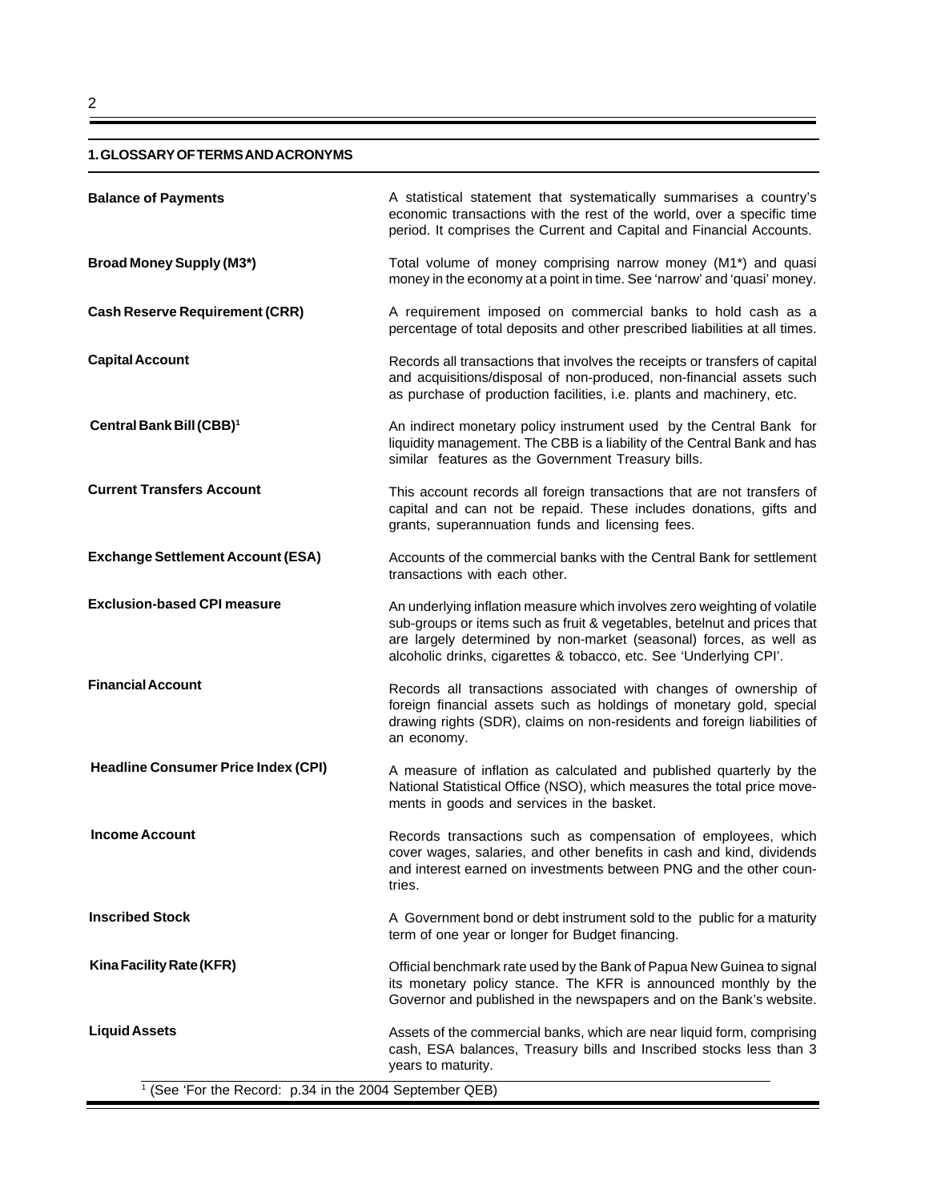## 1. GLOSSARY OF TERMS AND ACRONYMS

**Balance of Payments**
A statistical statement that systematically summarises a country's economic transactions with the rest of the world, over a specific time period. It comprises the Current and Capital and Financial Accounts.

**Broad Money Supply (M3*)**
Total volume of money comprising narrow money (M1*) and quasi money in the economy at a point in time. See 'narrow' and 'quasi' money.

**Cash Reserve Requirement (CRR)**
A requirement imposed on commercial banks to hold cash as a percentage of total deposits and other prescribed liabilities at all times.

**Capital Account**
Records all transactions that involves the receipts or transfers of capital and acquisitions/disposal of non-produced, non-financial assets such as purchase of production facilities, i.e. plants and machinery, etc.

**Central Bank Bill (CBB)[1]**
An indirect monetary policy instrument used by the Central Bank for liquidity management. The CBB is a liability of the Central Bank and has similar features as the Government Treasury bills.

**Current Transfers Account**
This account records all foreign transactions that are not transfers of capital and can not be repaid. These includes donations, gifts and grants, superannuation funds and licensing fees.

**Exchange Settlement Account (ESA)**
Accounts of the commercial banks with the Central Bank for settlement transactions with each other.

**Exclusion-based CPI measure**
An underlying inflation measure which involves zero weighting of volatile sub-groups or items such as fruit & vegetables, betelnut and prices that are largely determined by non-market (seasonal) forces, as well as alcoholic drinks, cigarettes & tobacco, etc. See 'Underlying CPI'.

**Financial Account**
Records all transactions associated with changes of ownership of foreign financial assets such as holdings of monetary gold, special drawing rights (SDR), claims on non-residents and foreign liabilities of an economy.

**Headline Consumer Price Index (CPI)**
A measure of inflation as calculated and published quarterly by the National Statistical Office (NSO), which measures the total price movements in goods and services in the basket.

**Income Account**
Records transactions such as compensation of employees, which cover wages, salaries, and other benefits in cash and kind, dividends and interest earned on investments between PNG and the other countries.

**Inscribed Stock**
A Government bond or debt instrument sold to the public for a maturity term of one year or longer for Budget financing.

**Kina Facility Rate (KFR)**
Official benchmark rate used by the Bank of Papua New Guinea to signal its monetary policy stance. The KFR is announced monthly by the Governor and published in the newspapers and on the Bank's website.

**Liquid Assets**
Assets of the commercial banks, which are near liquid form, comprising cash, ESA balances, Treasury bills and Inscribed stocks less than 3 years to maturity.

[1] (See 'For the Record: p.34 in the 2004 September QEB)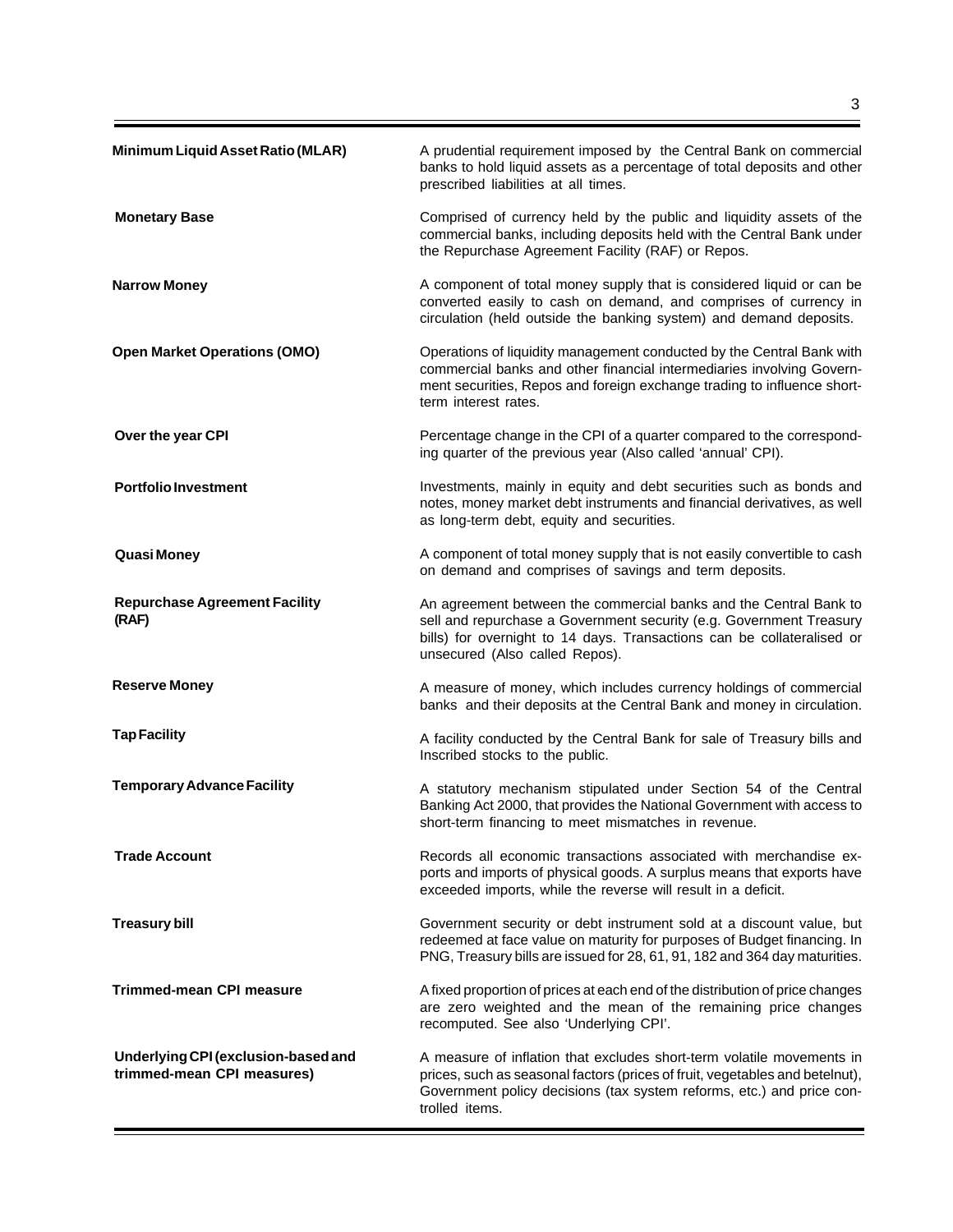**Minimum Liquid Asset Ratio (MLAR)**

A prudential requirement imposed by the Central Bank on commercial banks to hold liquid assets as a percentage of total deposits and other prescribed liabilities at all times.

**Monetary Base**

Comprised of currency held by the public and liquidity assets of the commercial banks, including deposits held with the Central Bank under the Repurchase Agreement Facility (RAF) or Repos.

**Narrow Money**

A component of total money supply that is considered liquid or can be converted easily to cash on demand, and comprises of currency in circulation (held outside the banking system) and demand deposits.

**Open Market Operations (OMO)**

Operations of liquidity management conducted by the Central Bank with commercial banks and other financial intermediaries involving Government securities, Repos and foreign exchange trading to influence short-term interest rates.

**Over the year CPI**

Percentage change in the CPI of a quarter compared to the corresponding quarter of the previous year (Also called 'annual' CPI).

**Portfolio Investment**

Investments, mainly in equity and debt securities such as bonds and notes, money market debt instruments and financial derivatives, as well as long-term debt, equity and securities.

**Quasi Money**

A component of total money supply that is not easily convertible to cash on demand and comprises of savings and term deposits.

**Repurchase Agreement Facility (RAF)**

An agreement between the commercial banks and the Central Bank to sell and repurchase a Government security (e.g. Government Treasury bills) for overnight to 14 days. Transactions can be collateralised or unsecured (Also called Repos).

**Reserve Money**

A measure of money, which includes currency holdings of commercial banks and their deposits at the Central Bank and money in circulation.

**Tap Facility**

A facility conducted by the Central Bank for sale of Treasury bills and Inscribed stocks to the public.

**Temporary Advance Facility**

A statutory mechanism stipulated under Section 54 of the Central Banking Act 2000, that provides the National Government with access to short-term financing to meet mismatches in revenue.

**Trade Account**

Records all economic transactions associated with merchandise exports and imports of physical goods. A surplus means that exports have exceeded imports, while the reverse will result in a deficit.

**Treasury bill**

Government security or debt instrument sold at a discount value, but redeemed at face value on maturity for purposes of Budget financing. In PNG, Treasury bills are issued for 28, 61, 91, 182 and 364 day maturities.

**Trimmed-mean CPI measure**

A fixed proportion of prices at each end of the distribution of price changes are zero weighted and the mean of the remaining price changes recomputed. See also 'Underlying CPI'.

**Underlying CPI (exclusion-based and trimmed-mean CPI measures)**

A measure of inflation that excludes short-term volatile movements in prices, such as seasonal factors (prices of fruit, vegetables and betelnut), Government policy decisions (tax system reforms, etc.) and price controlled items.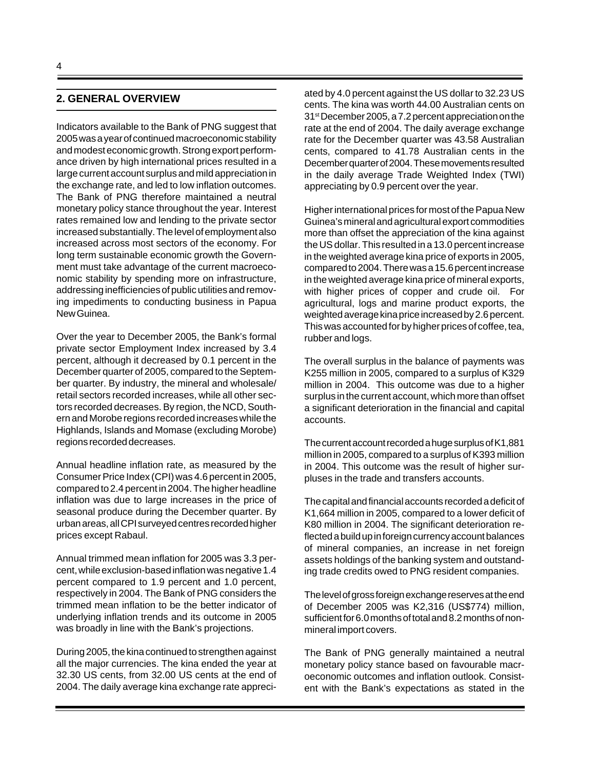## 2. GENERAL OVERVIEW

Indicators available to the Bank of PNG suggest that 2005 was a year of continued macroeconomic stability and modest economic growth. Strong export performance driven by high international prices resulted in a large current account surplus and mild appreciation in the exchange rate, and led to low inflation outcomes. The Bank of PNG therefore maintained a neutral monetary policy stance throughout the year. Interest rates remained low and lending to the private sector increased substantially. The level of employment also increased across most sectors of the economy. For long term sustainable economic growth the Government must take advantage of the current macroeconomic stability by spending more on infrastructure, addressing inefficiencies of public utilities and removing impediments to conducting business in Papua New Guinea.

Over the year to December 2005, the Bank's formal private sector Employment Index increased by 3.4 percent, although it decreased by 0.1 percent in the December quarter of 2005, compared to the September quarter. By industry, the mineral and wholesale/retail sectors recorded increases, while all other sectors recorded decreases. By region, the NCD, Southern and Morobe regions recorded increases while the Highlands, Islands and Momase (excluding Morobe) regions recorded decreases.

Annual headline inflation rate, as measured by the Consumer Price Index (CPI) was 4.6 percent in 2005, compared to 2.4 percent in 2004. The higher headline inflation was due to large increases in the price of seasonal produce during the December quarter. By urban areas, all CPI surveyed centres recorded higher prices except Rabaul.

Annual trimmed mean inflation for 2005 was 3.3 percent, while exclusion-based inflation was negative 1.4 percent compared to 1.9 percent and 1.0 percent, respectively in 2004. The Bank of PNG considers the trimmed mean inflation to be the better indicator of underlying inflation trends and its outcome in 2005 was broadly in line with the Bank's projections.

During 2005, the kina continued to strengthen against all the major currencies. The kina ended the year at 32.30 US cents, from 32.00 US cents at the end of 2004. The daily average kina exchange rate appreciated by 4.0 percent against the US dollar to 32.23 US cents. The kina was worth 44.00 Australian cents on 31st December 2005, a 7.2 percent appreciation on the rate at the end of 2004. The daily average exchange rate for the December quarter was 43.58 Australian cents, compared to 41.78 Australian cents in the December quarter of 2004. These movements resulted in the daily average Trade Weighted Index (TWI) appreciating by 0.9 percent over the year.

Higher international prices for most of the Papua New Guinea's mineral and agricultural export commodities more than offset the appreciation of the kina against the US dollar. This resulted in a 13.0 percent increase in the weighted average kina price of exports in 2005, compared to 2004. There was a 15.6 percent increase in the weighted average kina price of mineral exports, with higher prices of copper and crude oil. For agricultural, logs and marine product exports, the weighted average kina price increased by 2.6 percent. This was accounted for by higher prices of coffee, tea, rubber and logs.

The overall surplus in the balance of payments was K255 million in 2005, compared to a surplus of K329 million in 2004. This outcome was due to a higher surplus in the current account, which more than offset a significant deterioration in the financial and capital accounts.

The current account recorded a huge surplus of K1,881 million in 2005, compared to a surplus of K393 million in 2004. This outcome was the result of higher surpluses in the trade and transfers accounts.

The capital and financial accounts recorded a deficit of K1,664 million in 2005, compared to a lower deficit of K80 million in 2004. The significant deterioration reflected a build up in foreign currency account balances of mineral companies, an increase in net foreign assets holdings of the banking system and outstanding trade credits owed to PNG resident companies.

The level of gross foreign exchange reserves at the end of December 2005 was K2,316 (US$774) million, sufficient for 6.0 months of total and 8.2 months of non-mineral import covers.

The Bank of PNG generally maintained a neutral monetary policy stance based on favourable macroeconomic outcomes and inflation outlook. Consistent with the Bank's expectations as stated in the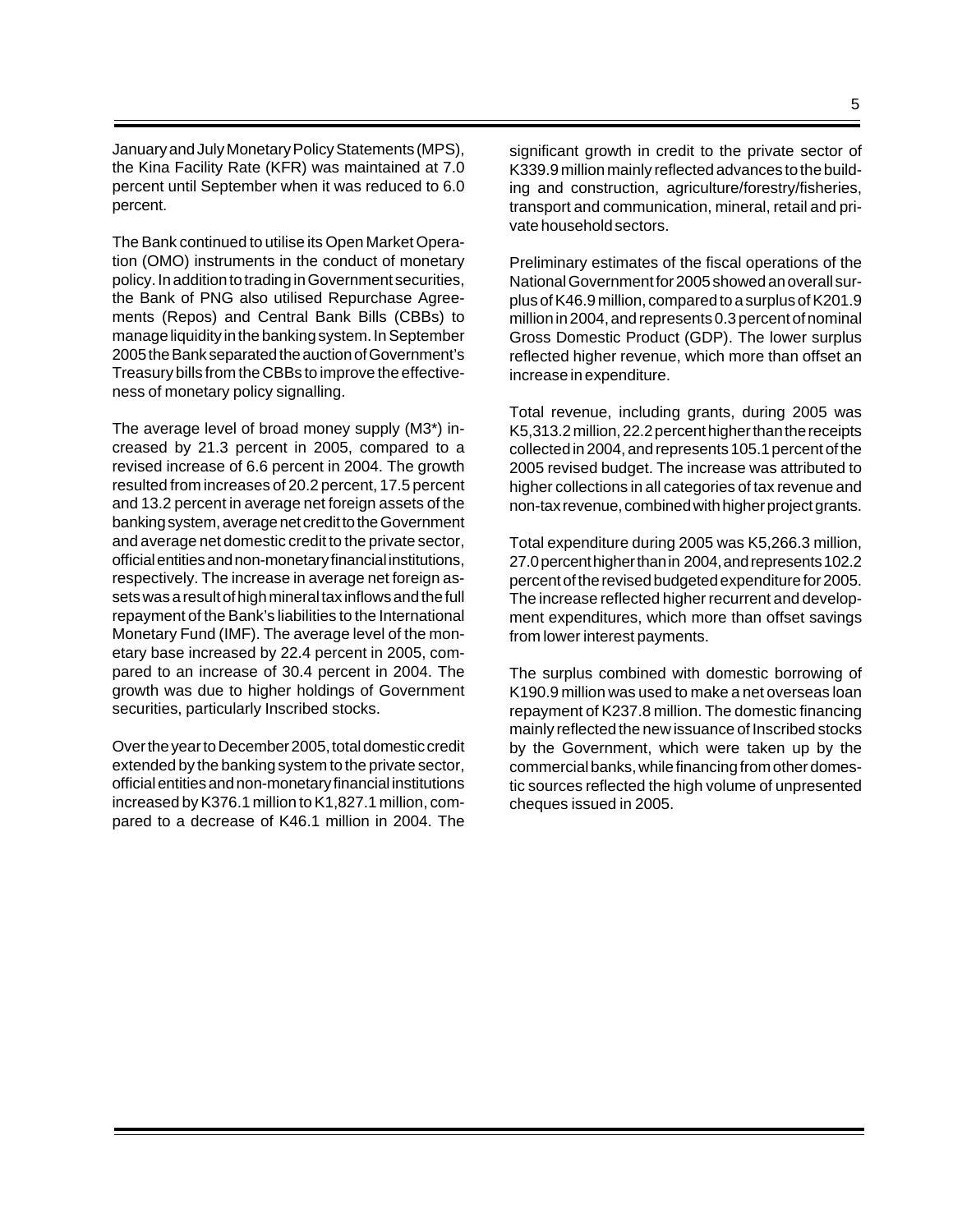January and July Monetary Policy Statements (MPS), the Kina Facility Rate (KFR) was maintained at 7.0 percent until September when it was reduced to 6.0 percent.

The Bank continued to utilise its Open Market Operation (OMO) instruments in the conduct of monetary policy. In addition to trading in Government securities, the Bank of PNG also utilised Repurchase Agreements (Repos) and Central Bank Bills (CBBs) to manage liquidity in the banking system. In September 2005 the Bank separated the auction of Government's Treasury bills from the CBBs to improve the effectiveness of monetary policy signalling.

The average level of broad money supply (M3*) increased by 21.3 percent in 2005, compared to a revised increase of 6.6 percent in 2004. The growth resulted from increases of 20.2 percent, 17.5 percent and 13.2 percent in average net foreign assets of the banking system, average net credit to the Government and average net domestic credit to the private sector, official entities and non-monetary financial institutions, respectively. The increase in average net foreign assets was a result of high mineral tax inflows and the full repayment of the Bank's liabilities to the International Monetary Fund (IMF). The average level of the monetary base increased by 22.4 percent in 2005, compared to an increase of 30.4 percent in 2004. The growth was due to higher holdings of Government securities, particularly Inscribed stocks.

Over the year to December 2005, total domestic credit extended by the banking system to the private sector, official entities and non-monetary financial institutions increased by K376.1 million to K1,827.1 million, compared to a decrease of K46.1 million in 2004. The significant growth in credit to the private sector of K339.9 million mainly reflected advances to the building and construction, agriculture/forestry/fisheries, transport and communication, mineral, retail and private household sectors.

Preliminary estimates of the fiscal operations of the National Government for 2005 showed an overall surplus of K46.9 million, compared to a surplus of K201.9 million in 2004, and represents 0.3 percent of nominal Gross Domestic Product (GDP). The lower surplus reflected higher revenue, which more than offset an increase in expenditure.

Total revenue, including grants, during 2005 was K5,313.2 million, 22.2 percent higher than the receipts collected in 2004, and represents 105.1 percent of the 2005 revised budget. The increase was attributed to higher collections in all categories of tax revenue and non-tax revenue, combined with higher project grants.

Total expenditure during 2005 was K5,266.3 million, 27.0 percent higher than in 2004, and represents 102.2 percent of the revised budgeted expenditure for 2005. The increase reflected higher recurrent and development expenditures, which more than offset savings from lower interest payments.

The surplus combined with domestic borrowing of K190.9 million was used to make a net overseas loan repayment of K237.8 million. The domestic financing mainly reflected the new issuance of Inscribed stocks by the Government, which were taken up by the commercial banks, while financing from other domestic sources reflected the high volume of unpresented cheques issued in 2005.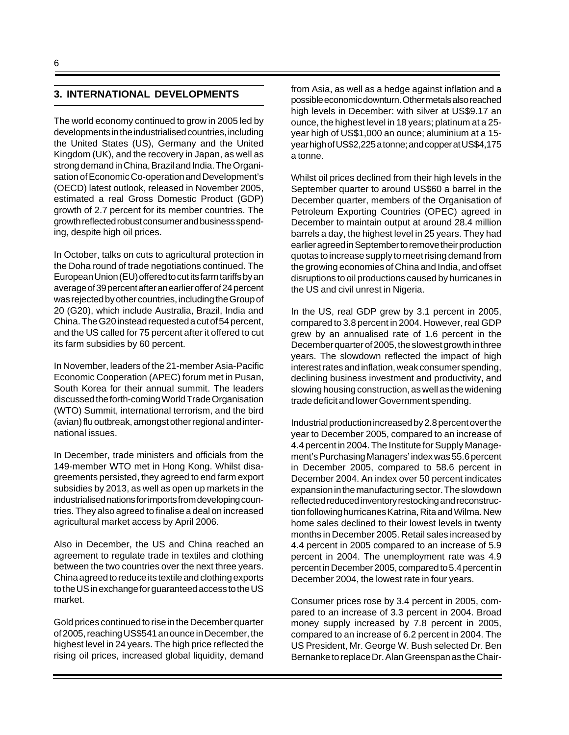## 3. INTERNATIONAL DEVELOPMENTS

The world economy continued to grow in 2005 led by developments in the industrialised countries, including the United States (US), Germany and the United Kingdom (UK), and the recovery in Japan, as well as strong demand in China, Brazil and India. The Organisation of Economic Co-operation and Development's (OECD) latest outlook, released in November 2005, estimated a real Gross Domestic Product (GDP) growth of 2.7 percent for its member countries. The growth reflected robust consumer and business spending, despite high oil prices.

In October, talks on cuts to agricultural protection in the Doha round of trade negotiations continued. The European Union (EU) offered to cut its farm tariffs by an average of 39 percent after an earlier offer of 24 percent was rejected by other countries, including the Group of 20 (G20), which include Australia, Brazil, India and China. The G20 instead requested a cut of 54 percent, and the US called for 75 percent after it offered to cut its farm subsidies by 60 percent.

In November, leaders of the 21-member Asia-Pacific Economic Cooperation (APEC) forum met in Pusan, South Korea for their annual summit. The leaders discussed the forth-coming World Trade Organisation (WTO) Summit, international terrorism, and the bird (avian) flu outbreak, amongst other regional and international issues.

In December, trade ministers and officials from the 149-member WTO met in Hong Kong. Whilst disagreements persisted, they agreed to end farm export subsidies by 2013, as well as open up markets in the industrialised nations for imports from developing countries. They also agreed to finalise a deal on increased agricultural market access by April 2006.

Also in December, the US and China reached an agreement to regulate trade in textiles and clothing between the two countries over the next three years. China agreed to reduce its textile and clothing exports to the US in exchange for guaranteed access to the US market.

Gold prices continued to rise in the December quarter of 2005, reaching US$541 an ounce in December, the highest level in 24 years. The high price reflected the rising oil prices, increased global liquidity, demand from Asia, as well as a hedge against inflation and a possible economic downturn. Other metals also reached high levels in December: with silver at US$9.17 an ounce, the highest level in 18 years; platinum at a 25-year high of US$1,000 an ounce; aluminium at a 15-year high of US$2,225 a tonne; and copper at US$4,175 a tonne.

Whilst oil prices declined from their high levels in the September quarter to around US$60 a barrel in the December quarter, members of the Organisation of Petroleum Exporting Countries (OPEC) agreed in December to maintain output at around 28.4 million barrels a day, the highest level in 25 years. They had earlier agreed in September to remove their production quotas to increase supply to meet rising demand from the growing economies of China and India, and offset disruptions to oil productions caused by hurricanes in the US and civil unrest in Nigeria.

In the US, real GDP grew by 3.1 percent in 2005, compared to 3.8 percent in 2004. However, real GDP grew by an annualised rate of 1.6 percent in the December quarter of 2005, the slowest growth in three years. The slowdown reflected the impact of high interest rates and inflation, weak consumer spending, declining business investment and productivity, and slowing housing construction, as well as the widening trade deficit and lower Government spending.

Industrial production increased by 2.8 percent over the year to December 2005, compared to an increase of 4.4 percent in 2004. The Institute for Supply Management's Purchasing Managers' index was 55.6 percent in December 2005, compared to 58.6 percent in December 2004. An index over 50 percent indicates expansion in the manufacturing sector. The slowdown reflected reduced inventory restocking and reconstruction following hurricanes Katrina, Rita and Wilma. New home sales declined to their lowest levels in twenty months in December 2005. Retail sales increased by 4.4 percent in 2005 compared to an increase of 5.9 percent in 2004. The unemployment rate was 4.9 percent in December 2005, compared to 5.4 percent in December 2004, the lowest rate in four years.

Consumer prices rose by 3.4 percent in 2005, compared to an increase of 3.3 percent in 2004. Broad money supply increased by 7.8 percent in 2005, compared to an increase of 6.2 percent in 2004. The US President, Mr. George W. Bush selected Dr. Ben Bernanke to replace Dr. Alan Greenspan as the Chair-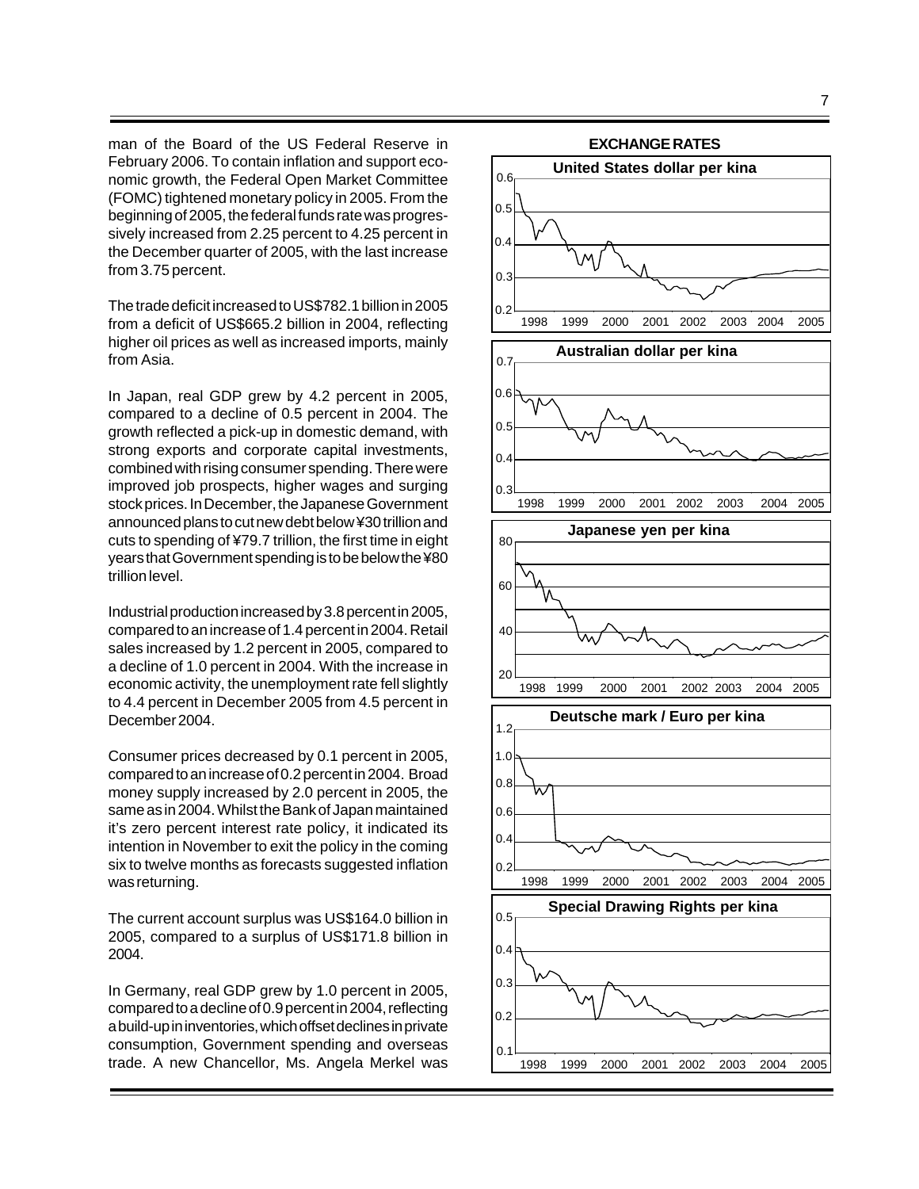man of the Board of the US Federal Reserve in February 2006. To contain inflation and support economic growth, the Federal Open Market Committee (FOMC) tightened monetary policy in 2005. From the beginning of 2005, the federal funds rate was progressively increased from 2.25 percent to 4.25 percent in the December quarter of 2005, with the last increase from 3.75 percent.

The trade deficit increased to US$782.1 billion in 2005 from a deficit of US$665.2 billion in 2004, reflecting higher oil prices as well as increased imports, mainly from Asia.

In Japan, real GDP grew by 4.2 percent in 2005, compared to a decline of 0.5 percent in 2004. The growth reflected a pick-up in domestic demand, with strong exports and corporate capital investments, combined with rising consumer spending. There were improved job prospects, higher wages and surging stock prices. In December, the Japanese Government announced plans to cut new debt below ¥30 trillion and cuts to spending of ¥79.7 trillion, the first time in eight years that Government spending is to be below the ¥80 trillion level.

Industrial production increased by 3.8 percent in 2005, compared to an increase of 1.4 percent in 2004. Retail sales increased by 1.2 percent in 2005, compared to a decline of 1.0 percent in 2004. With the increase in economic activity, the unemployment rate fell slightly to 4.4 percent in December 2005 from 4.5 percent in December 2004.

Consumer prices decreased by 0.1 percent in 2005, compared to an increase of 0.2 percent in 2004. Broad money supply increased by 2.0 percent in 2005, the same as in 2004. Whilst the Bank of Japan maintained it's zero percent interest rate policy, it indicated its intention in November to exit the policy in the coming six to twelve months as forecasts suggested inflation was returning.

The current account surplus was US$164.0 billion in 2005, compared to a surplus of US$171.8 billion in 2004.

In Germany, real GDP grew by 1.0 percent in 2005, compared to a decline of 0.9 percent in 2004, reflecting a build-up in inventories, which offset declines in private consumption, Government spending and overseas trade. A new Chancellor, Ms. Angela Merkel was

**EXCHANGE RATES**

United States dollar per kina

Australian dollar per kina

Japanese yen per kina

Deutsche mark / Euro per kina

Special Drawing Rights per kina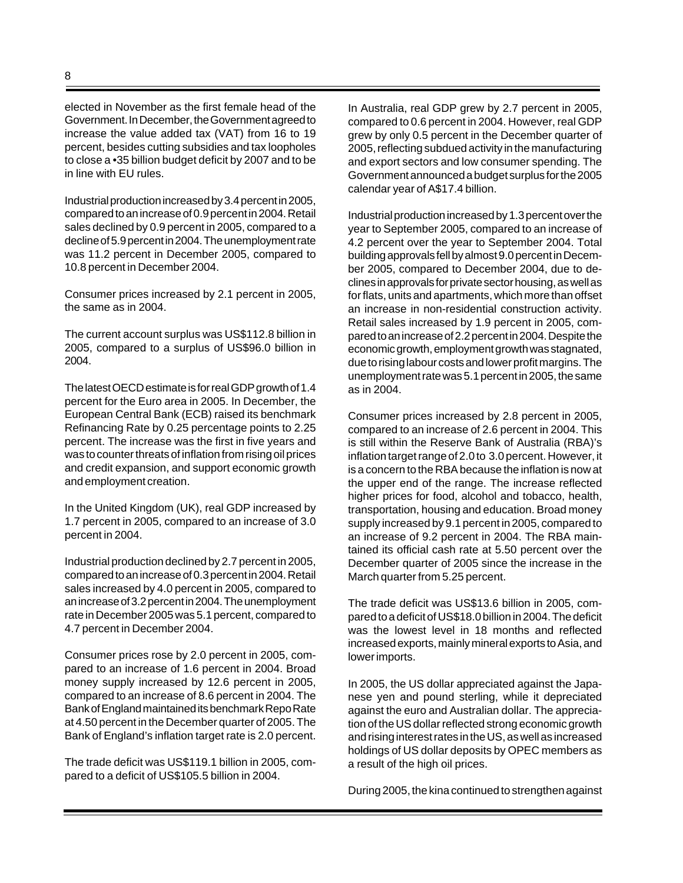elected in November as the first female head of the Government. In December, the Government agreed to increase the value added tax (VAT) from 16 to 19 percent, besides cutting subsidies and tax loopholes to close a •35 billion budget deficit by 2007 and to be in line with EU rules.

Industrial production increased by 3.4 percent in 2005, compared to an increase of 0.9 percent in 2004. Retail sales declined by 0.9 percent in 2005, compared to a decline of 5.9 percent in 2004. The unemployment rate was 11.2 percent in December 2005, compared to 10.8 percent in December 2004.

Consumer prices increased by 2.1 percent in 2005, the same as in 2004.

The current account surplus was US$112.8 billion in 2005, compared to a surplus of US$96.0 billion in 2004.

The latest OECD estimate is for real GDP growth of 1.4 percent for the Euro area in 2005. In December, the European Central Bank (ECB) raised its benchmark Refinancing Rate by 0.25 percentage points to 2.25 percent. The increase was the first in five years and was to counter threats of inflation from rising oil prices and credit expansion, and support economic growth and employment creation.

In the United Kingdom (UK), real GDP increased by 1.7 percent in 2005, compared to an increase of 3.0 percent in 2004.

Industrial production declined by 2.7 percent in 2005, compared to an increase of 0.3 percent in 2004. Retail sales increased by 4.0 percent in 2005, compared to an increase of 3.2 percent in 2004. The unemployment rate in December 2005 was 5.1 percent, compared to 4.7 percent in December 2004.

Consumer prices rose by 2.0 percent in 2005, compared to an increase of 1.6 percent in 2004. Broad money supply increased by 12.6 percent in 2005, compared to an increase of 8.6 percent in 2004. The Bank of England maintained its benchmark Repo Rate at 4.50 percent in the December quarter of 2005. The Bank of England's inflation target rate is 2.0 percent.

The trade deficit was US$119.1 billion in 2005, compared to a deficit of US$105.5 billion in 2004.

In Australia, real GDP grew by 2.7 percent in 2005, compared to 0.6 percent in 2004. However, real GDP grew by only 0.5 percent in the December quarter of 2005, reflecting subdued activity in the manufacturing and export sectors and low consumer spending. The Government announced a budget surplus for the 2005 calendar year of A$17.4 billion.

Industrial production increased by 1.3 percent over the year to September 2005, compared to an increase of 4.2 percent over the year to September 2004. Total building approvals fell by almost 9.0 percent in December 2005, compared to December 2004, due to declines in approvals for private sector housing, as well as for flats, units and apartments, which more than offset an increase in non-residential construction activity. Retail sales increased by 1.9 percent in 2005, compared to an increase of 2.2 percent in 2004. Despite the economic growth, employment growth was stagnated, due to rising labour costs and lower profit margins. The unemployment rate was 5.1 percent in 2005, the same as in 2004.

Consumer prices increased by 2.8 percent in 2005, compared to an increase of 2.6 percent in 2004. This is still within the Reserve Bank of Australia (RBA)'s inflation target range of 2.0 to 3.0 percent. However, it is a concern to the RBA because the inflation is now at the upper end of the range. The increase reflected higher prices for food, alcohol and tobacco, health, transportation, housing and education. Broad money supply increased by 9.1 percent in 2005, compared to an increase of 9.2 percent in 2004. The RBA maintained its official cash rate at 5.50 percent over the December quarter of 2005 since the increase in the March quarter from 5.25 percent.

The trade deficit was US$13.6 billion in 2005, compared to a deficit of US$18.0 billion in 2004. The deficit was the lowest level in 18 months and reflected increased exports, mainly mineral exports to Asia, and lower imports.

In 2005, the US dollar appreciated against the Japanese yen and pound sterling, while it depreciated against the euro and Australian dollar. The appreciation of the US dollar reflected strong economic growth and rising interest rates in the US, as well as increased holdings of US dollar deposits by OPEC members as a result of the high oil prices.

During 2005, the kina continued to strengthen against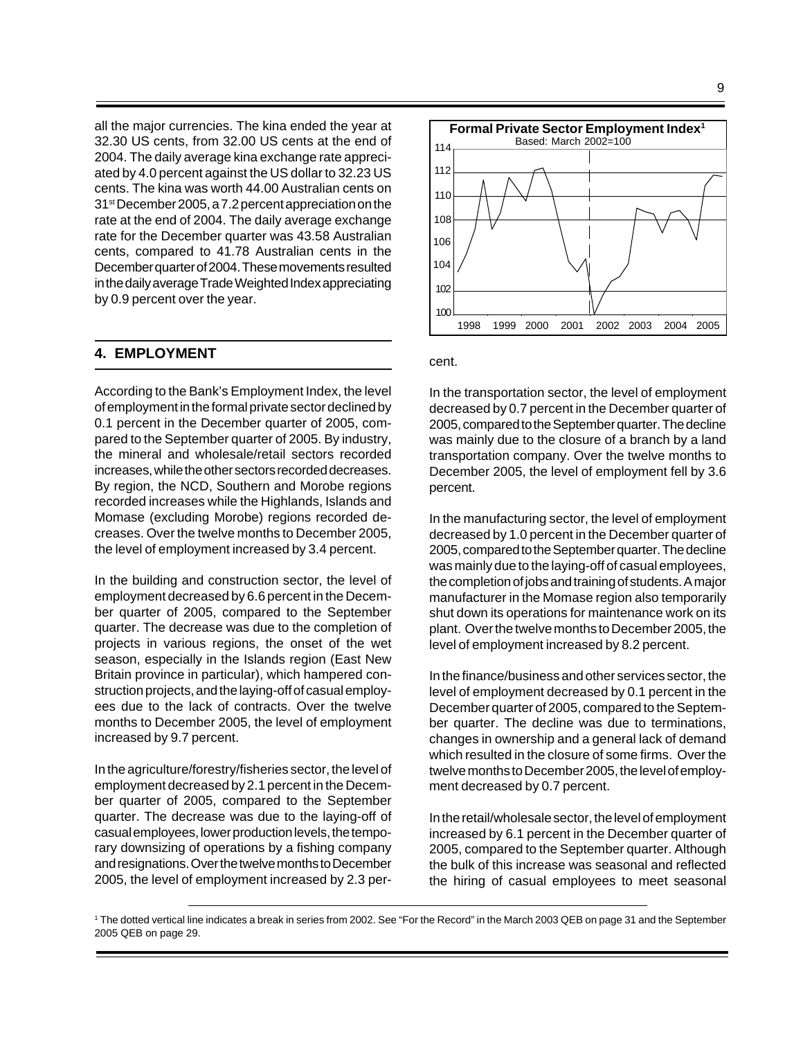all the major currencies. The kina ended the year at 32.30 US cents, from 32.00 US cents at the end of 2004. The daily average kina exchange rate appreciated by 4.0 percent against the US dollar to 32.23 US cents. The kina was worth 44.00 Australian cents on 31st December 2005, a 7.2 percent appreciation on the rate at the end of 2004. The daily average exchange rate for the December quarter was 43.58 Australian cents, compared to 41.78 Australian cents in the December quarter of 2004. These movements resulted in the daily average Trade Weighted Index appreciating by 0.9 percent over the year.

## 4. EMPLOYMENT

According to the Bank's Employment Index, the level of employment in the formal private sector declined by 0.1 percent in the December quarter of 2005, compared to the September quarter of 2005. By industry, the mineral and wholesale/retail sectors recorded increases, while the other sectors recorded decreases. By region, the NCD, Southern and Morobe regions recorded increases while the Highlands, Islands and Momase (excluding Morobe) regions recorded decreases. Over the twelve months to December 2005, the level of employment increased by 3.4 percent.

In the building and construction sector, the level of employment decreased by 6.6 percent in the December quarter of 2005, compared to the September quarter. The decrease was due to the completion of projects in various regions, the onset of the wet season, especially in the Islands region (East New Britain province in particular), which hampered construction projects, and the laying-off of casual employees due to the lack of contracts. Over the twelve months to December 2005, the level of employment increased by 9.7 percent.

In the agriculture/forestry/fisheries sector, the level of employment decreased by 2.1 percent in the December quarter of 2005, compared to the September quarter. The decrease was due to the laying-off of casual employees, lower production levels, the temporary downsizing of operations by a fishing company and resignations. Over the twelve months to December 2005, the level of employment increased by 2.3 percent.

**Formal Private Sector Employment Index**[1]
Based: March 2002=100

In the transportation sector, the level of employment decreased by 0.7 percent in the December quarter of 2005, compared to the September quarter. The decline was mainly due to the closure of a branch by a land transportation company. Over the twelve months to December 2005, the level of employment fell by 3.6 percent.

In the manufacturing sector, the level of employment decreased by 1.0 percent in the December quarter of 2005, compared to the September quarter. The decline was mainly due to the laying-off of casual employees, the completion of jobs and training of students. A major manufacturer in the Momase region also temporarily shut down its operations for maintenance work on its plant. Over the twelve months to December 2005, the level of employment increased by 8.2 percent.

In the finance/business and other services sector, the level of employment decreased by 0.1 percent in the December quarter of 2005, compared to the September quarter. The decline was due to terminations, changes in ownership and a general lack of demand which resulted in the closure of some firms. Over the twelve months to December 2005, the level of employment decreased by 0.7 percent.

In the retail/wholesale sector, the level of employment increased by 6.1 percent in the December quarter of 2005, compared to the September quarter. Although the bulk of this increase was seasonal and reflected the hiring of casual employees to meet seasonal

---

[1] The dotted vertical line indicates a break in series from 2002. See "For the Record" in the March 2003 QEB on page 31 and the September 2005 QEB on page 29.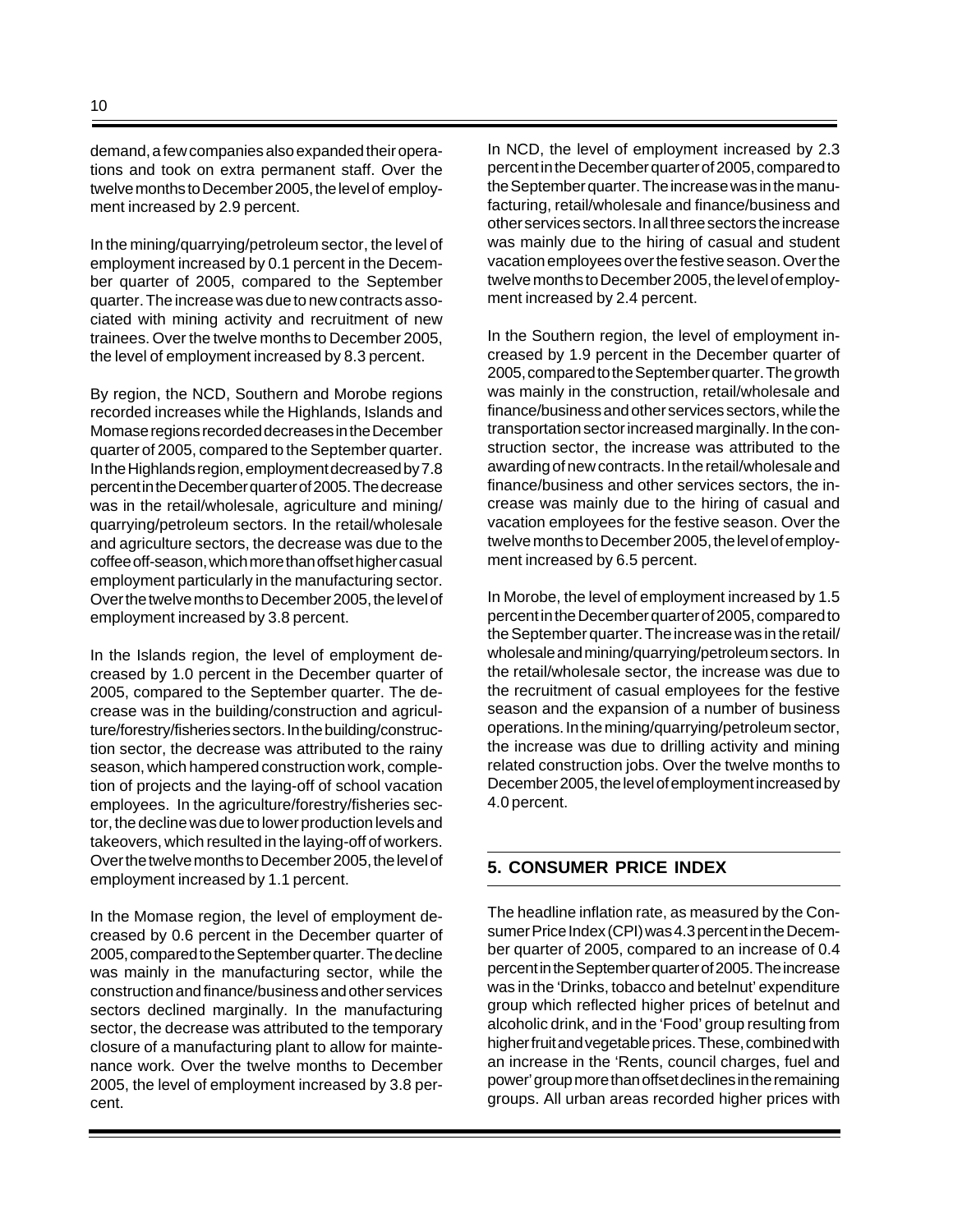demand, a few companies also expanded their operations and took on extra permanent staff. Over the twelve months to December 2005, the level of employment increased by 2.9 percent.

In the mining/quarrying/petroleum sector, the level of employment increased by 0.1 percent in the December quarter of 2005, compared to the September quarter. The increase was due to new contracts associated with mining activity and recruitment of new trainees. Over the twelve months to December 2005, the level of employment increased by 8.3 percent.

By region, the NCD, Southern and Morobe regions recorded increases while the Highlands, Islands and Momase regions recorded decreases in the December quarter of 2005, compared to the September quarter. In the Highlands region, employment decreased by 7.8 percent in the December quarter of 2005. The decrease was in the retail/wholesale, agriculture and mining/quarrying/petroleum sectors. In the retail/wholesale and agriculture sectors, the decrease was due to the coffee off-season, which more than offset higher casual employment particularly in the manufacturing sector. Over the twelve months to December 2005, the level of employment increased by 3.8 percent.

In the Islands region, the level of employment decreased by 1.0 percent in the December quarter of 2005, compared to the September quarter. The decrease was in the building/construction and agriculture/forestry/fisheries sectors. In the building/construction sector, the decrease was attributed to the rainy season, which hampered construction work, completion of projects and the laying-off of school vacation employees. In the agriculture/forestry/fisheries sector, the decline was due to lower production levels and takeovers, which resulted in the laying-off of workers. Over the twelve months to December 2005, the level of employment increased by 1.1 percent.

In the Momase region, the level of employment decreased by 0.6 percent in the December quarter of 2005, compared to the September quarter. The decline was mainly in the manufacturing sector, while the construction and finance/business and other services sectors declined marginally. In the manufacturing sector, the decrease was attributed to the temporary closure of a manufacturing plant to allow for maintenance work. Over the twelve months to December 2005, the level of employment increased by 3.8 percent.

In NCD, the level of employment increased by 2.3 percent in the December quarter of 2005, compared to the September quarter. The increase was in the manufacturing, retail/wholesale and finance/business and other services sectors. In all three sectors the increase was mainly due to the hiring of casual and student vacation employees over the festive season. Over the twelve months to December 2005, the level of employment increased by 2.4 percent.

In the Southern region, the level of employment increased by 1.9 percent in the December quarter of 2005, compared to the September quarter. The growth was mainly in the construction, retail/wholesale and finance/business and other services sectors, while the transportation sector increased marginally. In the construction sector, the increase was attributed to the awarding of new contracts. In the retail/wholesale and finance/business and other services sectors, the increase was mainly due to the hiring of casual and vacation employees for the festive season. Over the twelve months to December 2005, the level of employment increased by 6.5 percent.

In Morobe, the level of employment increased by 1.5 percent in the December quarter of 2005, compared to the September quarter. The increase was in the retail/wholesale and mining/quarrying/petroleum sectors. In the retail/wholesale sector, the increase was due to the recruitment of casual employees for the festive season and the expansion of a number of business operations. In the mining/quarrying/petroleum sector, the increase was due to drilling activity and mining related construction jobs. Over the twelve months to December 2005, the level of employment increased by 4.0 percent.

## 5. CONSUMER PRICE INDEX

The headline inflation rate, as measured by the Consumer Price Index (CPI) was 4.3 percent in the December quarter of 2005, compared to an increase of 0.4 percent in the September quarter of 2005. The increase was in the 'Drinks, tobacco and betelnut' expenditure group which reflected higher prices of betelnut and alcoholic drink, and in the 'Food' group resulting from higher fruit and vegetable prices. These, combined with an increase in the 'Rents, council charges, fuel and power' group more than offset declines in the remaining groups. All urban areas recorded higher prices with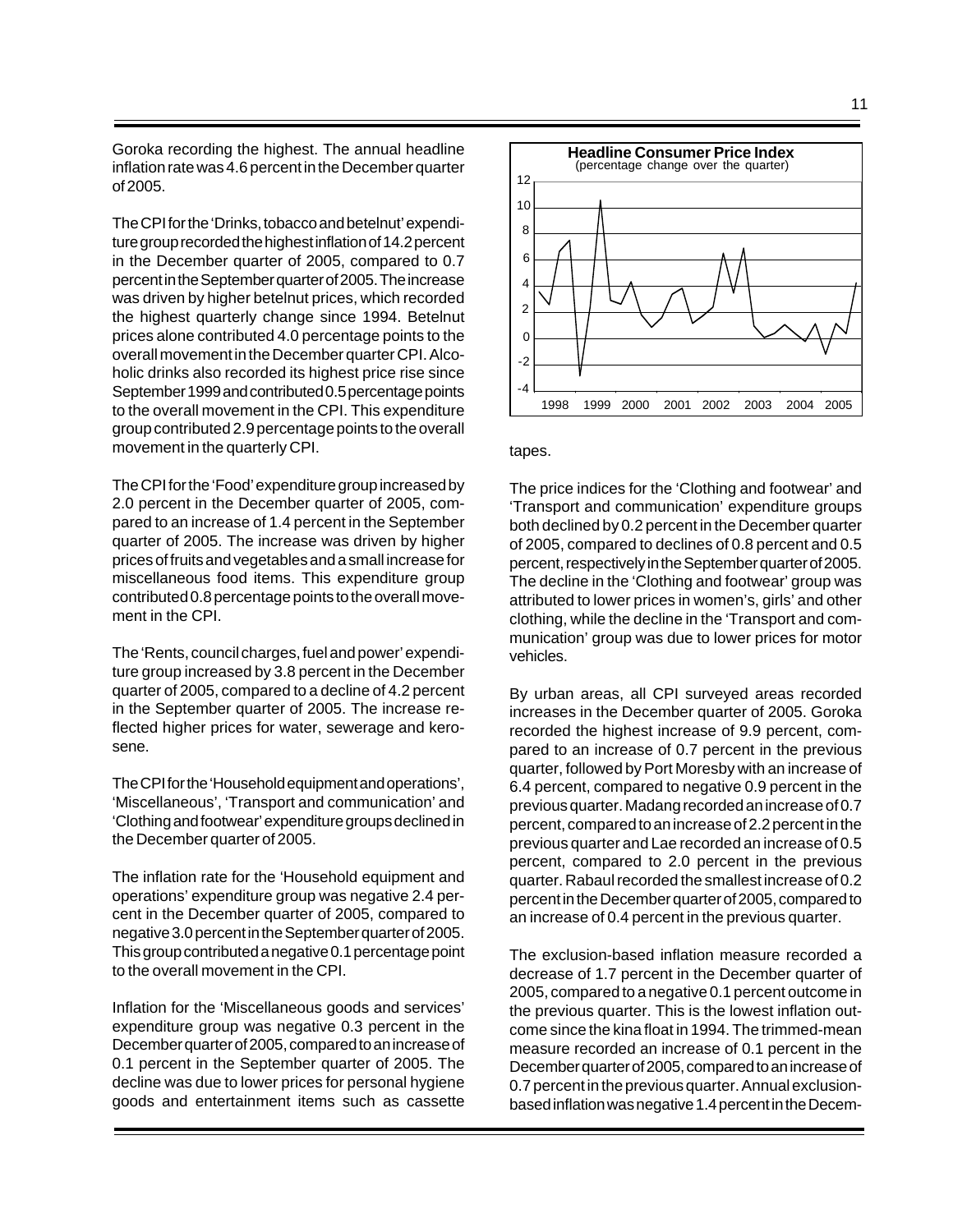Goroka recording the highest. The annual headline inflation rate was 4.6 percent in the December quarter of 2005.

The CPI for the 'Drinks, tobacco and betelnut' expenditure group recorded the highest inflation of 14.2 percent in the December quarter of 2005, compared to 0.7 percent in the September quarter of 2005. The increase was driven by higher betelnut prices, which recorded the highest quarterly change since 1994. Betelnut prices alone contributed 4.0 percentage points to the overall movement in the December quarter CPI. Alcoholic drinks also recorded its highest price rise since September 1999 and contributed 0.5 percentage points to the overall movement in the CPI. This expenditure group contributed 2.9 percentage points to the overall movement in the quarterly CPI.

The CPI for the 'Food' expenditure group increased by 2.0 percent in the December quarter of 2005, compared to an increase of 1.4 percent in the September quarter of 2005. The increase was driven by higher prices of fruits and vegetables and a small increase for miscellaneous food items. This expenditure group contributed 0.8 percentage points to the overall movement in the CPI.

The 'Rents, council charges, fuel and power' expenditure group increased by 3.8 percent in the December quarter of 2005, compared to a decline of 4.2 percent in the September quarter of 2005. The increase reflected higher prices for water, sewerage and kerosene.

The CPI for the 'Household equipment and operations', 'Miscellaneous', 'Transport and communication' and 'Clothing and footwear' expenditure groups declined in the December quarter of 2005.

The inflation rate for the 'Household equipment and operations' expenditure group was negative 2.4 percent in the December quarter of 2005, compared to negative 3.0 percent in the September quarter of 2005. This group contributed a negative 0.1 percentage point to the overall movement in the CPI.

Inflation for the 'Miscellaneous goods and services' expenditure group was negative 0.3 percent in the December quarter of 2005, compared to an increase of 0.1 percent in the September quarter of 2005. The decline was due to lower prices for personal hygiene goods and entertainment items such as cassette tapes.

**Headline Consumer Price Index**
(percentage change over the quarter)

The price indices for the 'Clothing and footwear' and 'Transport and communication' expenditure groups both declined by 0.2 percent in the December quarter of 2005, compared to declines of 0.8 percent and 0.5 percent, respectively in the September quarter of 2005. The decline in the 'Clothing and footwear' group was attributed to lower prices in women's, girls' and other clothing, while the decline in the 'Transport and communication' group was due to lower prices for motor vehicles.

By urban areas, all CPI surveyed areas recorded increases in the December quarter of 2005. Goroka recorded the highest increase of 9.9 percent, compared to an increase of 0.7 percent in the previous quarter, followed by Port Moresby with an increase of 6.4 percent, compared to negative 0.9 percent in the previous quarter. Madang recorded an increase of 0.7 percent, compared to an increase of 2.2 percent in the previous quarter and Lae recorded an increase of 0.5 percent, compared to 2.0 percent in the previous quarter. Rabaul recorded the smallest increase of 0.2 percent in the December quarter of 2005, compared to an increase of 0.4 percent in the previous quarter.

The exclusion-based inflation measure recorded a decrease of 1.7 percent in the December quarter of 2005, compared to a negative 0.1 percent outcome in the previous quarter. This is the lowest inflation outcome since the kina float in 1994. The trimmed-mean measure recorded an increase of 0.1 percent in the December quarter of 2005, compared to an increase of 0.7 percent in the previous quarter. Annual exclusion-based inflation was negative 1.4 percent in the Decem-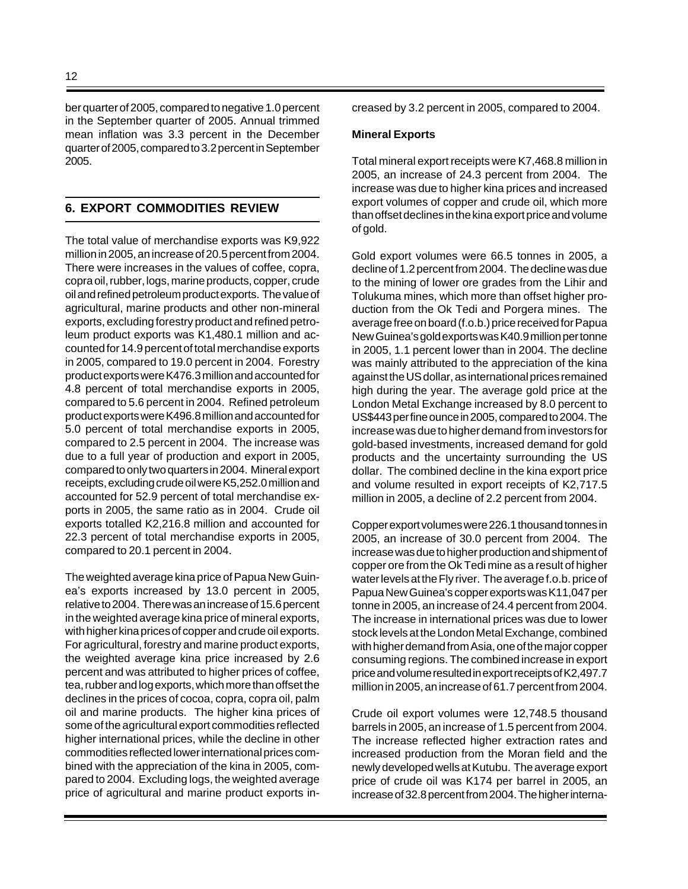ber quarter of 2005, compared to negative 1.0 percent in the September quarter of 2005. Annual trimmed mean inflation was 3.3 percent in the December quarter of 2005, compared to 3.2 percent in September 2005.

## 6. EXPORT COMMODITIES REVIEW

The total value of merchandise exports was K9,922 million in 2005, an increase of 20.5 percent from 2004. There were increases in the values of coffee, copra, copra oil, rubber, logs, marine products, copper, crude oil and refined petroleum product exports. The value of agricultural, marine products and other non-mineral exports, excluding forestry product and refined petroleum product exports was K1,480.1 million and accounted for 14.9 percent of total merchandise exports in 2005, compared to 19.0 percent in 2004. Forestry product exports were K476.3 million and accounted for 4.8 percent of total merchandise exports in 2005, compared to 5.6 percent in 2004. Refined petroleum product exports were K496.8 million and accounted for 5.0 percent of total merchandise exports in 2005, compared to 2.5 percent in 2004. The increase was due to a full year of production and export in 2005, compared to only two quarters in 2004. Mineral export receipts, excluding crude oil were K5,252.0 million and accounted for 52.9 percent of total merchandise exports in 2005, the same ratio as in 2004. Crude oil exports totalled K2,216.8 million and accounted for 22.3 percent of total merchandise exports in 2005, compared to 20.1 percent in 2004.

The weighted average kina price of Papua New Guinea's exports increased by 13.0 percent in 2005, relative to 2004. There was an increase of 15.6 percent in the weighted average kina price of mineral exports, with higher kina prices of copper and crude oil exports. For agricultural, forestry and marine product exports, the weighted average kina price increased by 2.6 percent and was attributed to higher prices of coffee, tea, rubber and log exports, which more than offset the declines in the prices of cocoa, copra, copra oil, palm oil and marine products. The higher kina prices of some of the agricultural export commodities reflected higher international prices, while the decline in other commodities reflected lower international prices combined with the appreciation of the kina in 2005, compared to 2004. Excluding logs, the weighted average price of agricultural and marine product exports increased by 3.2 percent in 2005, compared to 2004.

**Mineral Exports**

Total mineral export receipts were K7,468.8 million in 2005, an increase of 24.3 percent from 2004. The increase was due to higher kina prices and increased export volumes of copper and crude oil, which more than offset declines in the kina export price and volume of gold.

Gold export volumes were 66.5 tonnes in 2005, a decline of 1.2 percent from 2004. The decline was due to the mining of lower ore grades from the Lihir and Tolukuma mines, which more than offset higher production from the Ok Tedi and Porgera mines. The average free on board (f.o.b.) price received for Papua New Guinea's gold exports was K40.9 million per tonne in 2005, 1.1 percent lower than in 2004. The decline was mainly attributed to the appreciation of the kina against the US dollar, as international prices remained high during the year. The average gold price at the London Metal Exchange increased by 8.0 percent to US$443 per fine ounce in 2005, compared to 2004. The increase was due to higher demand from investors for gold-based investments, increased demand for gold products and the uncertainty surrounding the US dollar. The combined decline in the kina export price and volume resulted in export receipts of K2,717.5 million in 2005, a decline of 2.2 percent from 2004.

Copper export volumes were 226.1 thousand tonnes in 2005, an increase of 30.0 percent from 2004. The increase was due to higher production and shipment of copper ore from the Ok Tedi mine as a result of higher water levels at the Fly river. The average f.o.b. price of Papua New Guinea's copper exports was K11,047 per tonne in 2005, an increase of 24.4 percent from 2004. The increase in international prices was due to lower stock levels at the London Metal Exchange, combined with higher demand from Asia, one of the major copper consuming regions. The combined increase in export price and volume resulted in export receipts of K2,497.7 million in 2005, an increase of 61.7 percent from 2004.

Crude oil export volumes were 12,748.5 thousand barrels in 2005, an increase of 1.5 percent from 2004. The increase reflected higher extraction rates and increased production from the Moran field and the newly developed wells at Kutubu. The average export price of crude oil was K174 per barrel in 2005, an increase of 32.8 percent from 2004. The higher interna-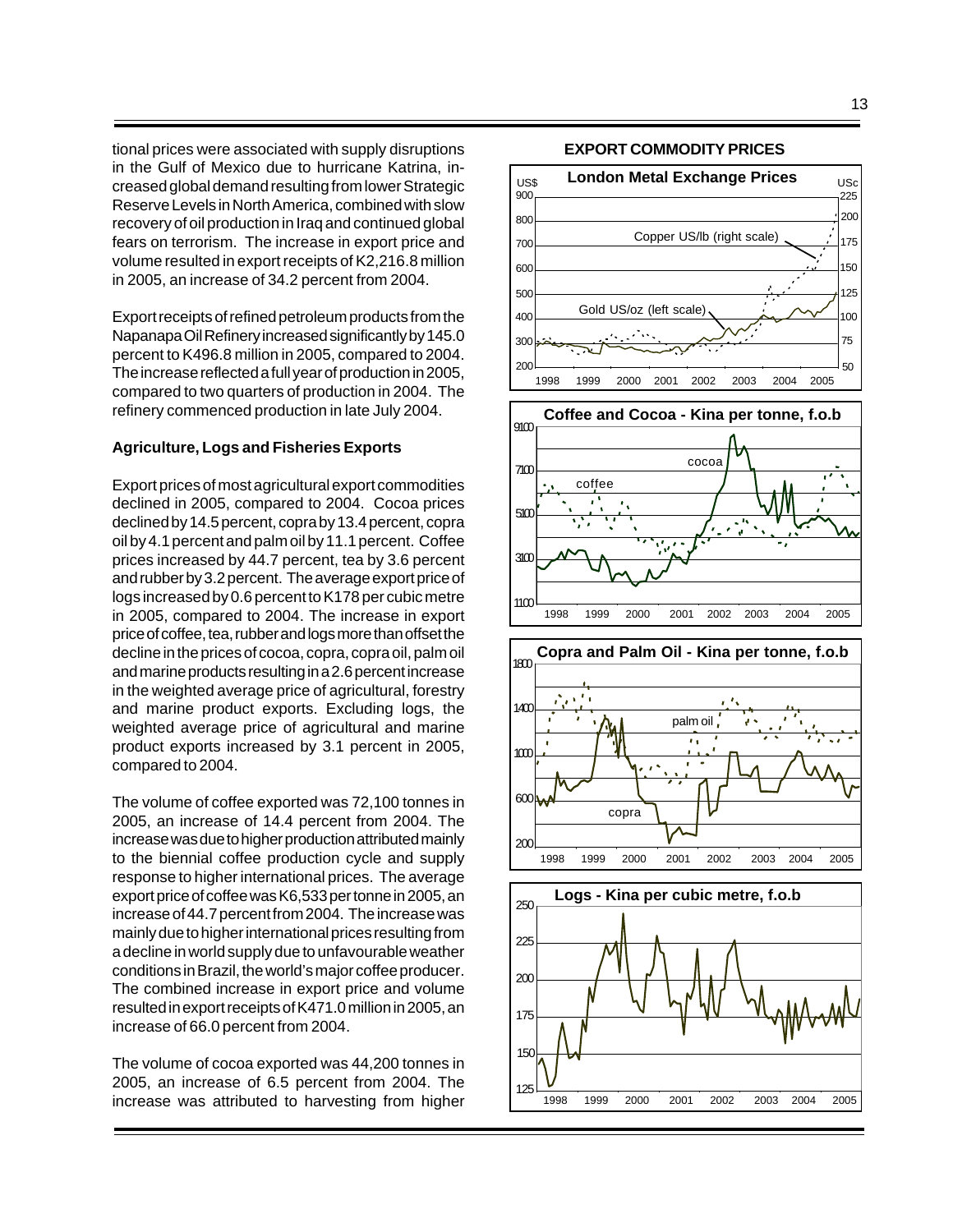tional prices were associated with supply disruptions in the Gulf of Mexico due to hurricane Katrina, increased global demand resulting from lower Strategic Reserve Levels in North America, combined with slow recovery of oil production in Iraq and continued global fears on terrorism. The increase in export price and volume resulted in export receipts of K2,216.8 million in 2005, an increase of 34.2 percent from 2004.

Export receipts of refined petroleum products from the Napanapa Oil Refinery increased significantly by 145.0 percent to K496.8 million in 2005, compared to 2004. The increase reflected a full year of production in 2005, compared to two quarters of production in 2004. The refinery commenced production in late July 2004.

**Agriculture, Logs and Fisheries Exports**

Export prices of most agricultural export commodities declined in 2005, compared to 2004. Cocoa prices declined by 14.5 percent, copra by 13.4 percent, copra oil by 4.1 percent and palm oil by 11.1 percent. Coffee prices increased by 44.7 percent, tea by 3.6 percent and rubber by 3.2 percent. The average export price of logs increased by 0.6 percent to K178 per cubic metre in 2005, compared to 2004. The increase in export price of coffee, tea, rubber and logs more than offset the decline in the prices of cocoa, copra, copra oil, palm oil and marine products resulting in a 2.6 percent increase in the weighted average price of agricultural, forestry and marine product exports. Excluding logs, the weighted average price of agricultural and marine product exports increased by 3.1 percent in 2005, compared to 2004.

The volume of coffee exported was 72,100 tonnes in 2005, an increase of 14.4 percent from 2004. The increase was due to higher production attributed mainly to the biennial coffee production cycle and supply response to higher international prices. The average export price of coffee was K6,533 per tonne in 2005, an increase of 44.7 percent from 2004. The increase was mainly due to higher international prices resulting from a decline in world supply due to unfavourable weather conditions in Brazil, the world's major coffee producer. The combined increase in export price and volume resulted in export receipts of K471.0 million in 2005, an increase of 66.0 percent from 2004.

The volume of cocoa exported was 44,200 tonnes in 2005, an increase of 6.5 percent from 2004. The increase was attributed to harvesting from higher

**EXPORT COMMODITY PRICES**

London Metal Exchange Prices

Coffee and Cocoa - Kina per tonne, f.o.b

Copra and Palm Oil - Kina per tonne, f.o.b

Logs - Kina per cubic metre, f.o.b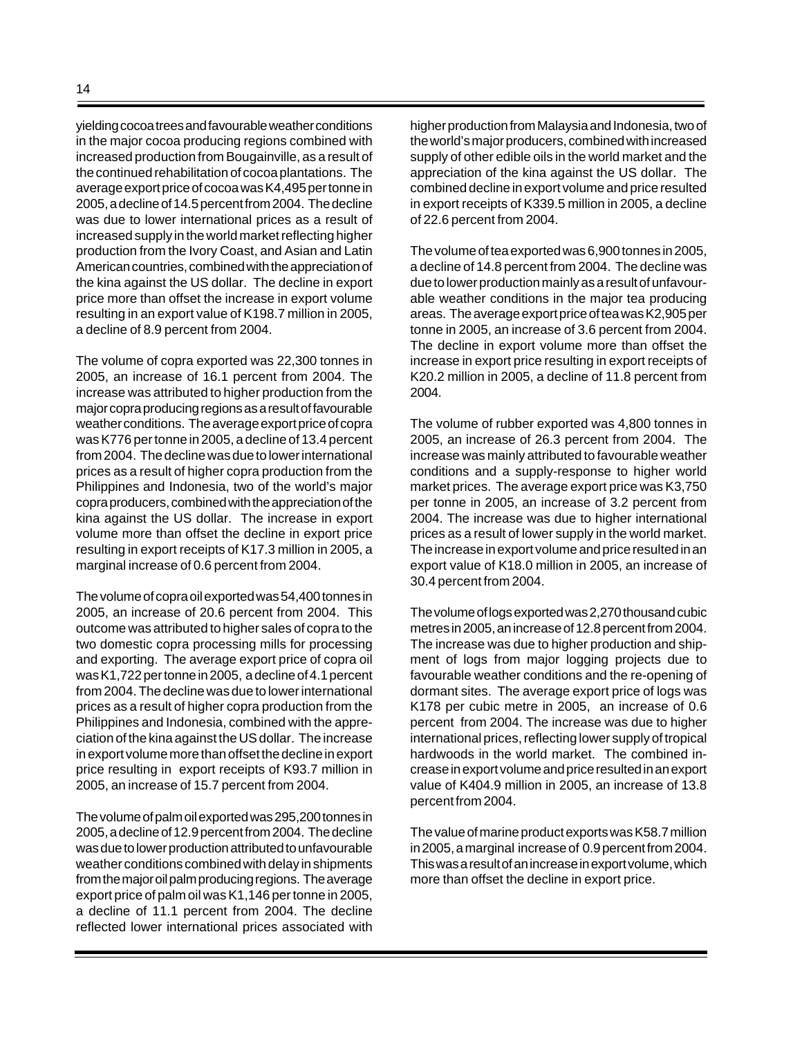yielding cocoa trees and favourable weather conditions in the major cocoa producing regions combined with increased production from Bougainville, as a result of the continued rehabilitation of cocoa plantations. The average export price of cocoa was K4,495 per tonne in 2005, a decline of 14.5 percent from 2004. The decline was due to lower international prices as a result of increased supply in the world market reflecting higher production from the Ivory Coast, and Asian and Latin American countries, combined with the appreciation of the kina against the US dollar. The decline in export price more than offset the increase in export volume resulting in an export value of K198.7 million in 2005, a decline of 8.9 percent from 2004.

The volume of copra exported was 22,300 tonnes in 2005, an increase of 16.1 percent from 2004. The increase was attributed to higher production from the major copra producing regions as a result of favourable weather conditions. The average export price of copra was K776 per tonne in 2005, a decline of 13.4 percent from 2004. The decline was due to lower international prices as a result of higher copra production from the Philippines and Indonesia, two of the world's major copra producers, combined with the appreciation of the kina against the US dollar. The increase in export volume more than offset the decline in export price resulting in export receipts of K17.3 million in 2005, a marginal increase of 0.6 percent from 2004.

The volume of copra oil exported was 54,400 tonnes in 2005, an increase of 20.6 percent from 2004. This outcome was attributed to higher sales of copra to the two domestic copra processing mills for processing and exporting. The average export price of copra oil was K1,722 per tonne in 2005, a decline of 4.1 percent from 2004. The decline was due to lower international prices as a result of higher copra production from the Philippines and Indonesia, combined with the appreciation of the kina against the US dollar. The increase in export volume more than offset the decline in export price resulting in export receipts of K93.7 million in 2005, an increase of 15.7 percent from 2004.

The volume of palm oil exported was 295,200 tonnes in 2005, a decline of 12.9 percent from 2004. The decline was due to lower production attributed to unfavourable weather conditions combined with delay in shipments from the major oil palm producing regions. The average export price of palm oil was K1,146 per tonne in 2005, a decline of 11.1 percent from 2004. The decline reflected lower international prices associated with higher production from Malaysia and Indonesia, two of the world's major producers, combined with increased supply of other edible oils in the world market and the appreciation of the kina against the US dollar. The combined decline in export volume and price resulted in export receipts of K339.5 million in 2005, a decline of 22.6 percent from 2004.

The volume of tea exported was 6,900 tonnes in 2005, a decline of 14.8 percent from 2004. The decline was due to lower production mainly as a result of unfavourable weather conditions in the major tea producing areas. The average export price of tea was K2,905 per tonne in 2005, an increase of 3.6 percent from 2004. The decline in export volume more than offset the increase in export price resulting in export receipts of K20.2 million in 2005, a decline of 11.8 percent from 2004.

The volume of rubber exported was 4,800 tonnes in 2005, an increase of 26.3 percent from 2004. The increase was mainly attributed to favourable weather conditions and a supply-response to higher world market prices. The average export price was K3,750 per tonne in 2005, an increase of 3.2 percent from 2004. The increase was due to higher international prices as a result of lower supply in the world market. The increase in export volume and price resulted in an export value of K18.0 million in 2005, an increase of 30.4 percent from 2004.

The volume of logs exported was 2,270 thousand cubic metres in 2005, an increase of 12.8 percent from 2004. The increase was due to higher production and shipment of logs from major logging projects due to favourable weather conditions and the re-opening of dormant sites. The average export price of logs was K178 per cubic metre in 2005, an increase of 0.6 percent from 2004. The increase was due to higher international prices, reflecting lower supply of tropical hardwoods in the world market. The combined increase in export volume and price resulted in an export value of K404.9 million in 2005, an increase of 13.8 percent from 2004.

The value of marine product exports was K58.7 million in 2005, a marginal increase of 0.9 percent from 2004. This was a result of an increase in export volume, which more than offset the decline in export price.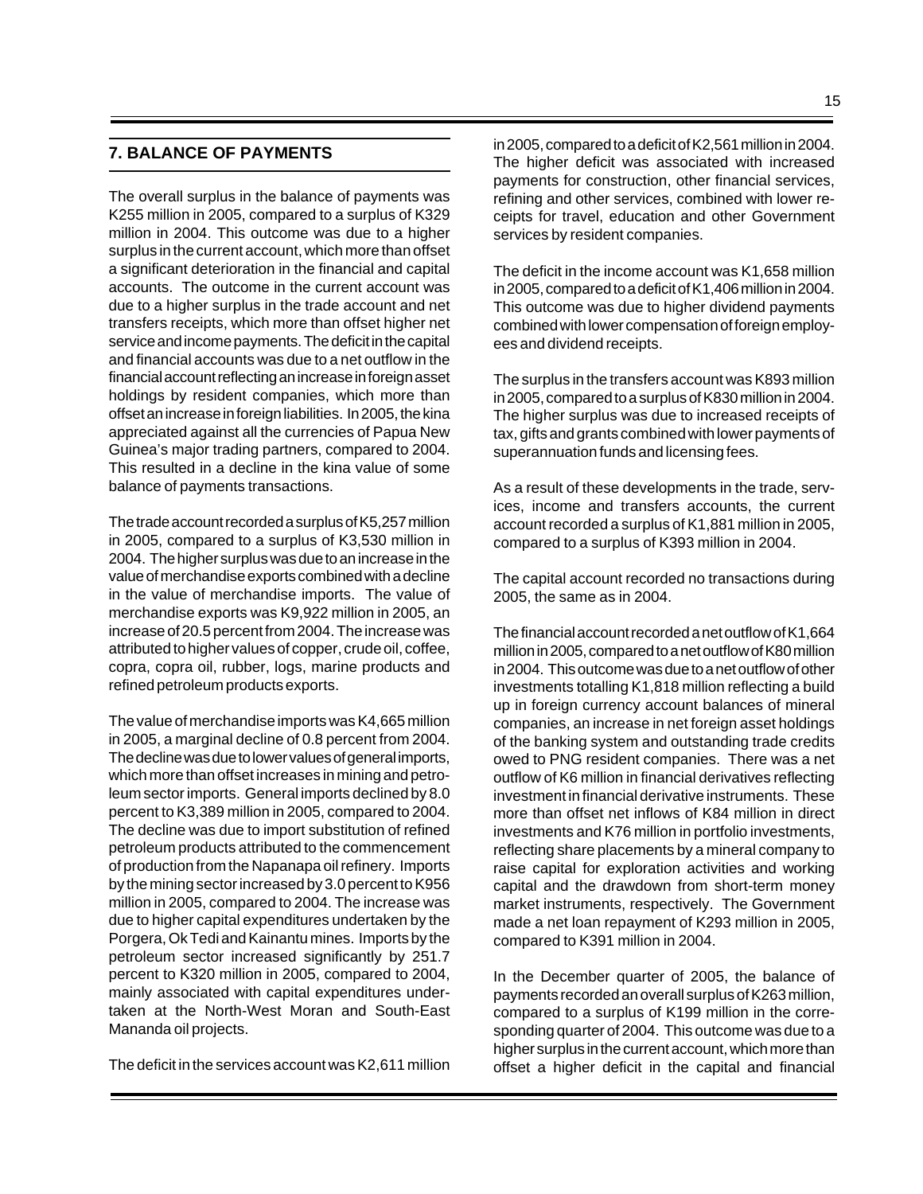## 7. BALANCE OF PAYMENTS

The overall surplus in the balance of payments was K255 million in 2005, compared to a surplus of K329 million in 2004. This outcome was due to a higher surplus in the current account, which more than offset a significant deterioration in the financial and capital accounts. The outcome in the current account was due to a higher surplus in the trade account and net transfers receipts, which more than offset higher net service and income payments. The deficit in the capital and financial accounts was due to a net outflow in the financial account reflecting an increase in foreign asset holdings by resident companies, which more than offset an increase in foreign liabilities. In 2005, the kina appreciated against all the currencies of Papua New Guinea's major trading partners, compared to 2004. This resulted in a decline in the kina value of some balance of payments transactions.

The trade account recorded a surplus of K5,257 million in 2005, compared to a surplus of K3,530 million in 2004. The higher surplus was due to an increase in the value of merchandise exports combined with a decline in the value of merchandise imports. The value of merchandise exports was K9,922 million in 2005, an increase of 20.5 percent from 2004. The increase was attributed to higher values of copper, crude oil, coffee, copra, copra oil, rubber, logs, marine products and refined petroleum products exports.

The value of merchandise imports was K4,665 million in 2005, a marginal decline of 0.8 percent from 2004. The decline was due to lower values of general imports, which more than offset increases in mining and petroleum sector imports. General imports declined by 8.0 percent to K3,389 million in 2005, compared to 2004. The decline was due to import substitution of refined petroleum products attributed to the commencement of production from the Napanapa oil refinery. Imports by the mining sector increased by 3.0 percent to K956 million in 2005, compared to 2004. The increase was due to higher capital expenditures undertaken by the Porgera, Ok Tedi and Kainantu mines. Imports by the petroleum sector increased significantly by 251.7 percent to K320 million in 2005, compared to 2004, mainly associated with capital expenditures undertaken at the North-West Moran and South-East Mananda oil projects.

The deficit in the services account was K2,611 million in 2005, compared to a deficit of K2,561 million in 2004. The higher deficit was associated with increased payments for construction, other financial services, refining and other services, combined with lower receipts for travel, education and other Government services by resident companies.

The deficit in the income account was K1,658 million in 2005, compared to a deficit of K1,406 million in 2004. This outcome was due to higher dividend payments combined with lower compensation of foreign employees and dividend receipts.

The surplus in the transfers account was K893 million in 2005, compared to a surplus of K830 million in 2004. The higher surplus was due to increased receipts of tax, gifts and grants combined with lower payments of superannuation funds and licensing fees.

As a result of these developments in the trade, services, income and transfers accounts, the current account recorded a surplus of K1,881 million in 2005, compared to a surplus of K393 million in 2004.

The capital account recorded no transactions during 2005, the same as in 2004.

The financial account recorded a net outflow of K1,664 million in 2005, compared to a net outflow of K80 million in 2004. This outcome was due to a net outflow of other investments totalling K1,818 million reflecting a build up in foreign currency account balances of mineral companies, an increase in net foreign asset holdings of the banking system and outstanding trade credits owed to PNG resident companies. There was a net outflow of K6 million in financial derivatives reflecting investment in financial derivative instruments. These more than offset net inflows of K84 million in direct investments and K76 million in portfolio investments, reflecting share placements by a mineral company to raise capital for exploration activities and working capital and the drawdown from short-term money market instruments, respectively. The Government made a net loan repayment of K293 million in 2005, compared to K391 million in 2004.

In the December quarter of 2005, the balance of payments recorded an overall surplus of K263 million, compared to a surplus of K199 million in the corresponding quarter of 2004. This outcome was due to a higher surplus in the current account, which more than offset a higher deficit in the capital and financial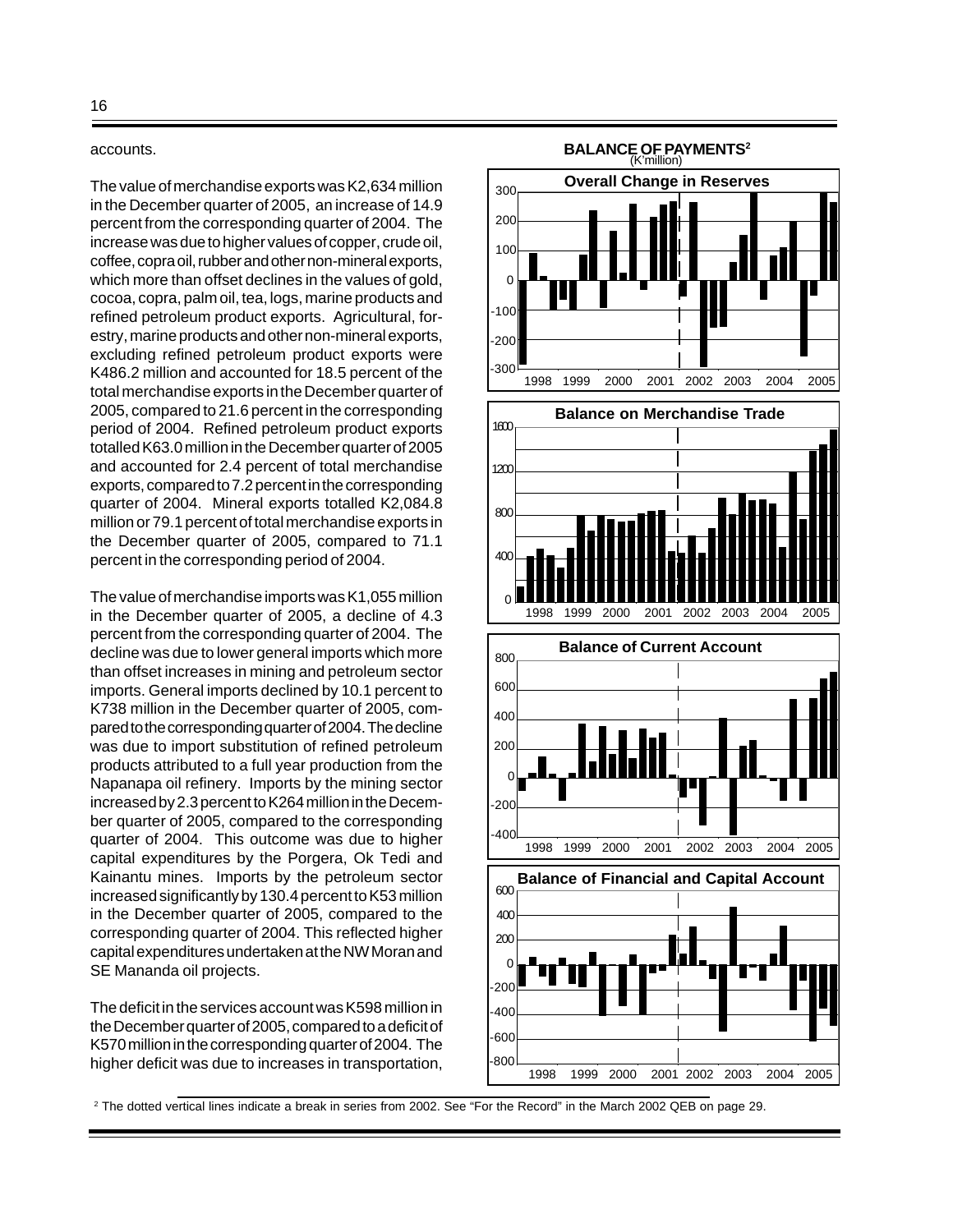accounts.

The value of merchandise exports was K2,634 million in the December quarter of 2005, an increase of 14.9 percent from the corresponding quarter of 2004. The increase was due to higher values of copper, crude oil, coffee, copra oil, rubber and other non-mineral exports, which more than offset declines in the values of gold, cocoa, copra, palm oil, tea, logs, marine products and refined petroleum product exports. Agricultural, forestry, marine products and other non-mineral exports, excluding refined petroleum product exports were K486.2 million and accounted for 18.5 percent of the total merchandise exports in the December quarter of 2005, compared to 21.6 percent in the corresponding period of 2004. Refined petroleum product exports totalled K63.0 million in the December quarter of 2005 and accounted for 2.4 percent of total merchandise exports, compared to 7.2 percent in the corresponding quarter of 2004. Mineral exports totalled K2,084.8 million or 79.1 percent of total merchandise exports in the December quarter of 2005, compared to 71.1 percent in the corresponding period of 2004.

The value of merchandise imports was K1,055 million in the December quarter of 2005, a decline of 4.3 percent from the corresponding quarter of 2004. The decline was due to lower general imports which more than offset increases in mining and petroleum sector imports. General imports declined by 10.1 percent to K738 million in the December quarter of 2005, compared to the corresponding quarter of 2004. The decline was due to import substitution of refined petroleum products attributed to a full year production from the Napanapa oil refinery. Imports by the mining sector increased by 2.3 percent to K264 million in the December quarter of 2005, compared to the corresponding quarter of 2004. This outcome was due to higher capital expenditures by the Porgera, Ok Tedi and Kainantu mines. Imports by the petroleum sector increased significantly by 130.4 percent to K53 million in the December quarter of 2005, compared to the corresponding quarter of 2004. This reflected higher capital expenditures undertaken at the NW Moran and SE Mananda oil projects.

The deficit in the services account was K598 million in the December quarter of 2005, compared to a deficit of K570 million in the corresponding quarter of 2004. The higher deficit was due to increases in transportation,

**BALANCE OF PAYMENTS**[2]
(K'million)

Overall Change in Reserves

Balance on Merchandise Trade

Balance of Current Account

Balance of Financial and Capital Account

[2] The dotted vertical lines indicate a break in series from 2002. See "For the Record" in the March 2002 QEB on page 29.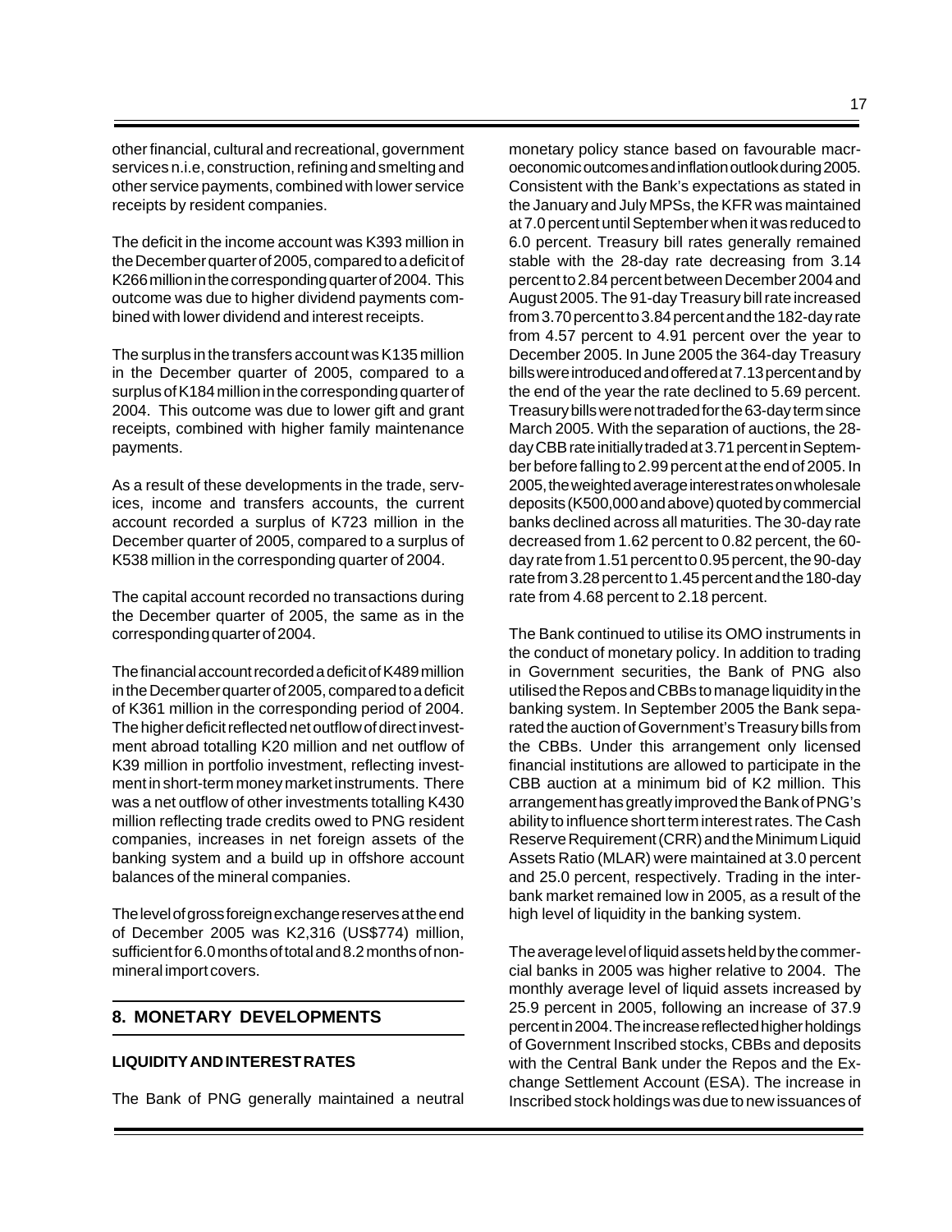other financial, cultural and recreational, government services n.i.e, construction, refining and smelting and other service payments, combined with lower service receipts by resident companies.

The deficit in the income account was K393 million in the December quarter of 2005, compared to a deficit of K266 million in the corresponding quarter of 2004. This outcome was due to higher dividend payments combined with lower dividend and interest receipts.

The surplus in the transfers account was K135 million in the December quarter of 2005, compared to a surplus of K184 million in the corresponding quarter of 2004. This outcome was due to lower gift and grant receipts, combined with higher family maintenance payments.

As a result of these developments in the trade, services, income and transfers accounts, the current account recorded a surplus of K723 million in the December quarter of 2005, compared to a surplus of K538 million in the corresponding quarter of 2004.

The capital account recorded no transactions during the December quarter of 2005, the same as in the corresponding quarter of 2004.

The financial account recorded a deficit of K489 million in the December quarter of 2005, compared to a deficit of K361 million in the corresponding period of 2004. The higher deficit reflected net outflow of direct investment abroad totalling K20 million and net outflow of K39 million in portfolio investment, reflecting investment in short-term money market instruments. There was a net outflow of other investments totalling K430 million reflecting trade credits owed to PNG resident companies, increases in net foreign assets of the banking system and a build up in offshore account balances of the mineral companies.

The level of gross foreign exchange reserves at the end of December 2005 was K2,316 (US$774) million, sufficient for 6.0 months of total and 8.2 months of non-mineral import covers.

## 8. MONETARY DEVELOPMENTS

### LIQUIDITY AND INTEREST RATES

The Bank of PNG generally maintained a neutral monetary policy stance based on favourable macroeconomic outcomes and inflation outlook during 2005. Consistent with the Bank's expectations as stated in the January and July MPSs, the KFR was maintained at 7.0 percent until September when it was reduced to 6.0 percent. Treasury bill rates generally remained stable with the 28-day rate decreasing from 3.14 percent to 2.84 percent between December 2004 and August 2005. The 91-day Treasury bill rate increased from 3.70 percent to 3.84 percent and the 182-day rate from 4.57 percent to 4.91 percent over the year to December 2005. In June 2005 the 364-day Treasury bills were introduced and offered at 7.13 percent and by the end of the year the rate declined to 5.69 percent. Treasury bills were not traded for the 63-day term since March 2005. With the separation of auctions, the 28-day CBB rate initially traded at 3.71 percent in September before falling to 2.99 percent at the end of 2005. In 2005, the weighted average interest rates on wholesale deposits (K500,000 and above) quoted by commercial banks declined across all maturities. The 30-day rate decreased from 1.62 percent to 0.82 percent, the 60-day rate from 1.51 percent to 0.95 percent, the 90-day rate from 3.28 percent to 1.45 percent and the 180-day rate from 4.68 percent to 2.18 percent.

The Bank continued to utilise its OMO instruments in the conduct of monetary policy. In addition to trading in Government securities, the Bank of PNG also utilised the Repos and CBBs to manage liquidity in the banking system. In September 2005 the Bank separated the auction of Government's Treasury bills from the CBBs. Under this arrangement only licensed financial institutions are allowed to participate in the CBB auction at a minimum bid of K2 million. This arrangement has greatly improved the Bank of PNG's ability to influence short term interest rates. The Cash Reserve Requirement (CRR) and the Minimum Liquid Assets Ratio (MLAR) were maintained at 3.0 percent and 25.0 percent, respectively. Trading in the inter-bank market remained low in 2005, as a result of the high level of liquidity in the banking system.

The average level of liquid assets held by the commercial banks in 2005 was higher relative to 2004. The monthly average level of liquid assets increased by 25.9 percent in 2005, following an increase of 37.9 percent in 2004. The increase reflected higher holdings of Government Inscribed stocks, CBBs and deposits with the Central Bank under the Repos and the Exchange Settlement Account (ESA). The increase in Inscribed stock holdings was due to new issuances of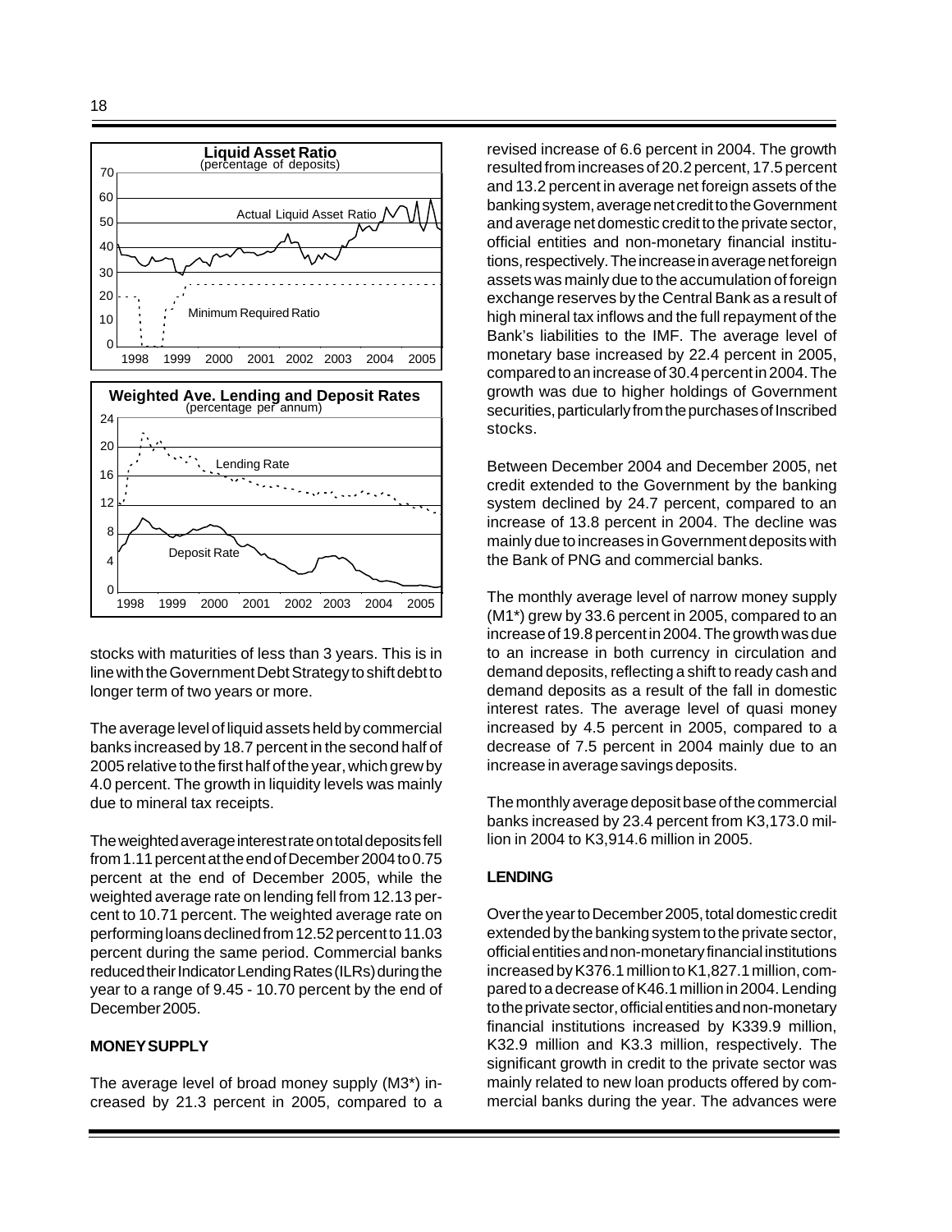stocks with maturities of less than 3 years. This is in line with the Government Debt Strategy to shift debt to longer term of two years or more.

The average level of liquid assets held by commercial banks increased by 18.7 percent in the second half of 2005 relative to the first half of the year, which grew by 4.0 percent. The growth in liquidity levels was mainly due to mineral tax receipts.

The weighted average interest rate on total deposits fell from 1.11 percent at the end of December 2004 to 0.75 percent at the end of December 2005, while the weighted average rate on lending fell from 12.13 percent to 10.71 percent. The weighted average rate on performing loans declined from 12.52 percent to 11.03 percent during the same period. Commercial banks reduced their Indicator Lending Rates (ILRs) during the year to a range of 9.45 - 10.70 percent by the end of December 2005.

**MONEY SUPPLY**

The average level of broad money supply (M3*) increased by 21.3 percent in 2005, compared to a revised increase of 6.6 percent in 2004. The growth resulted from increases of 20.2 percent, 17.5 percent and 13.2 percent in average net foreign assets of the banking system, average net credit to the Government and average net domestic credit to the private sector, official entities and non-monetary financial institutions, respectively. The increase in average net foreign assets was mainly due to the accumulation of foreign exchange reserves by the Central Bank as a result of high mineral tax inflows and the full repayment of the Bank's liabilities to the IMF. The average level of monetary base increased by 22.4 percent in 2005, compared to an increase of 30.4 percent in 2004. The growth was due to higher holdings of Government securities, particularly from the purchases of Inscribed stocks.

Between December 2004 and December 2005, net credit extended to the Government by the banking system declined by 24.7 percent, compared to an increase of 13.8 percent in 2004. The decline was mainly due to increases in Government deposits with the Bank of PNG and commercial banks.

The monthly average level of narrow money supply (M1*) grew by 33.6 percent in 2005, compared to an increase of 19.8 percent in 2004. The growth was due to an increase in both currency in circulation and demand deposits, reflecting a shift to ready cash and demand deposits as a result of the fall in domestic interest rates. The average level of quasi money increased by 4.5 percent in 2005, compared to a decrease of 7.5 percent in 2004 mainly due to an increase in average savings deposits.

The monthly average deposit base of the commercial banks increased by 23.4 percent from K3,173.0 million in 2004 to K3,914.6 million in 2005.

**LENDING**

Over the year to December 2005, total domestic credit extended by the banking system to the private sector, official entities and non-monetary financial institutions increased by K376.1 million to K1,827.1 million, compared to a decrease of K46.1 million in 2004. Lending to the private sector, official entities and non-monetary financial institutions increased by K339.9 million, K32.9 million and K3.3 million, respectively. The significant growth in credit to the private sector was mainly related to new loan products offered by commercial banks during the year. The advances were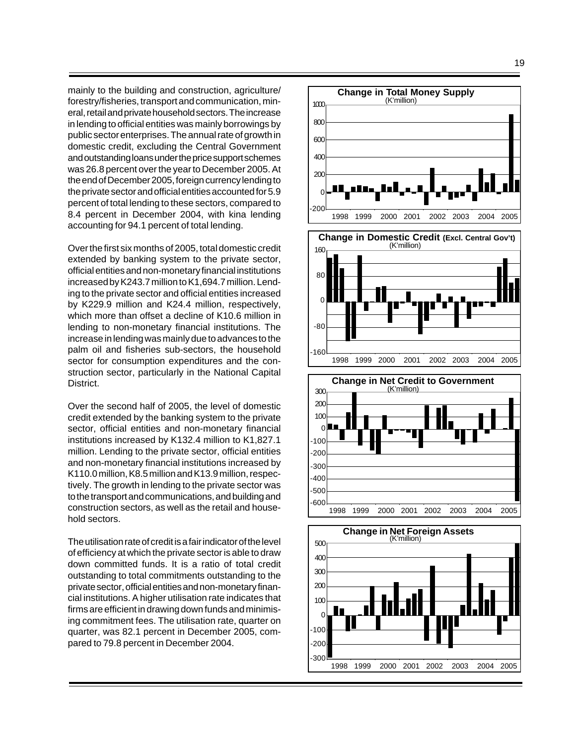mainly to the building and construction, agriculture/ forestry/fisheries, transport and communication, mineral, retail and private household sectors. The increase in lending to official entities was mainly borrowings by public sector enterprises. The annual rate of growth in domestic credit, excluding the Central Government and outstanding loans under the price support schemes was 26.8 percent over the year to December 2005. At the end of December 2005, foreign currency lending to the private sector and official entities accounted for 5.9 percent of total lending to these sectors, compared to 8.4 percent in December 2004, with kina lending accounting for 94.1 percent of total lending.

Over the first six months of 2005, total domestic credit extended by banking system to the private sector, official entities and non-monetary financial institutions increased by K243.7 million to K1,694.7 million. Lending to the private sector and official entities increased by K229.9 million and K24.4 million, respectively, which more than offset a decline of K10.6 million in lending to non-monetary financial institutions. The increase in lending was mainly due to advances to the palm oil and fisheries sub-sectors, the household sector for consumption expenditures and the construction sector, particularly in the National Capital District.

Over the second half of 2005, the level of domestic credit extended by the banking system to the private sector, official entities and non-monetary financial institutions increased by K132.4 million to K1,827.1 million. Lending to the private sector, official entities and non-monetary financial institutions increased by K110.0 million, K8.5 million and K13.9 million, respectively. The growth in lending to the private sector was to the transport and communications, and building and construction sectors, as well as the retail and household sectors.

The utilisation rate of credit is a fair indicator of the level of efficiency at which the private sector is able to draw down committed funds. It is a ratio of total credit outstanding to total commitments outstanding to the private sector, official entities and non-monetary financial institutions. A higher utilisation rate indicates that firms are efficient in drawing down funds and minimising commitment fees. The utilisation rate, quarter on quarter, was 82.1 percent in December 2005, compared to 79.8 percent in December 2004.

**Change in Total Money Supply** (K'million)

**Change in Domestic Credit (Excl. Central Gov't)** (K'million)

**Change in Net Credit to Government** (K'million)

**Change in Net Foreign Assets** (K'million)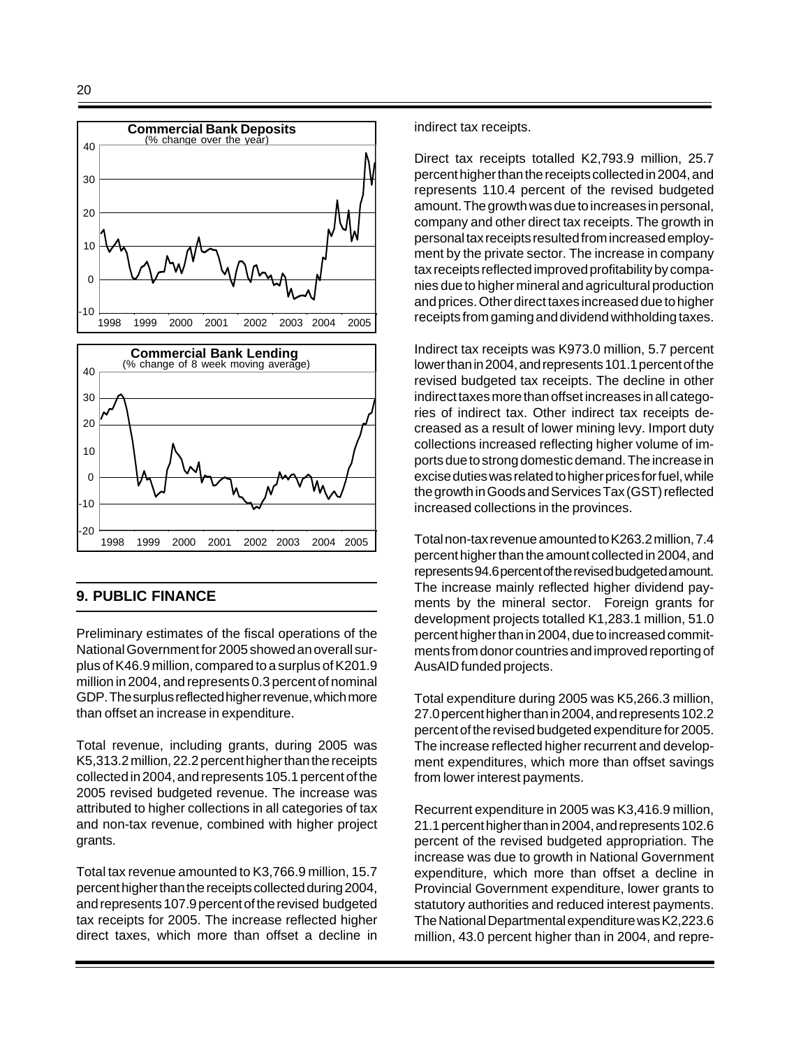**Commercial Bank Deposits**
(% change over the year)

**Commercial Bank Lending**
(% change of 8 week moving average)

## 9. PUBLIC FINANCE

Preliminary estimates of the fiscal operations of the National Government for 2005 showed an overall surplus of K46.9 million, compared to a surplus of K201.9 million in 2004, and represents 0.3 percent of nominal GDP. The surplus reflected higher revenue, which more than offset an increase in expenditure.

Total revenue, including grants, during 2005 was K5,313.2 million, 22.2 percent higher than the receipts collected in 2004, and represents 105.1 percent of the 2005 revised budgeted revenue. The increase was attributed to higher collections in all categories of tax and non-tax revenue, combined with higher project grants.

Total tax revenue amounted to K3,766.9 million, 15.7 percent higher than the receipts collected during 2004, and represents 107.9 percent of the revised budgeted tax receipts for 2005. The increase reflected higher direct taxes, which more than offset a decline in indirect tax receipts.

Direct tax receipts totalled K2,793.9 million, 25.7 percent higher than the receipts collected in 2004, and represents 110.4 percent of the revised budgeted amount. The growth was due to increases in personal, company and other direct tax receipts. The growth in personal tax receipts resulted from increased employment by the private sector. The increase in company tax receipts reflected improved profitability by companies due to higher mineral and agricultural production and prices. Other direct taxes increased due to higher receipts from gaming and dividend withholding taxes.

Indirect tax receipts was K973.0 million, 5.7 percent lower than in 2004, and represents 101.1 percent of the revised budgeted tax receipts. The decline in other indirect taxes more than offset increases in all categories of indirect tax. Other indirect tax receipts decreased as a result of lower mining levy. Import duty collections increased reflecting higher volume of imports due to strong domestic demand. The increase in excise duties was related to higher prices for fuel, while the growth in Goods and Services Tax (GST) reflected increased collections in the provinces.

Total non-tax revenue amounted to K263.2 million, 7.4 percent higher than the amount collected in 2004, and represents 94.6 percent of the revised budgeted amount. The increase mainly reflected higher dividend payments by the mineral sector. Foreign grants for development projects totalled K1,283.1 million, 51.0 percent higher than in 2004, due to increased commitments from donor countries and improved reporting of AusAID funded projects.

Total expenditure during 2005 was K5,266.3 million, 27.0 percent higher than in 2004, and represents 102.2 percent of the revised budgeted expenditure for 2005. The increase reflected higher recurrent and development expenditures, which more than offset savings from lower interest payments.

Recurrent expenditure in 2005 was K3,416.9 million, 21.1 percent higher than in 2004, and represents 102.6 percent of the revised budgeted appropriation. The increase was due to growth in National Government expenditure, which more than offset a decline in Provincial Government expenditure, lower grants to statutory authorities and reduced interest payments. The National Departmental expenditure was K2,223.6 million, 43.0 percent higher than in 2004, and repre-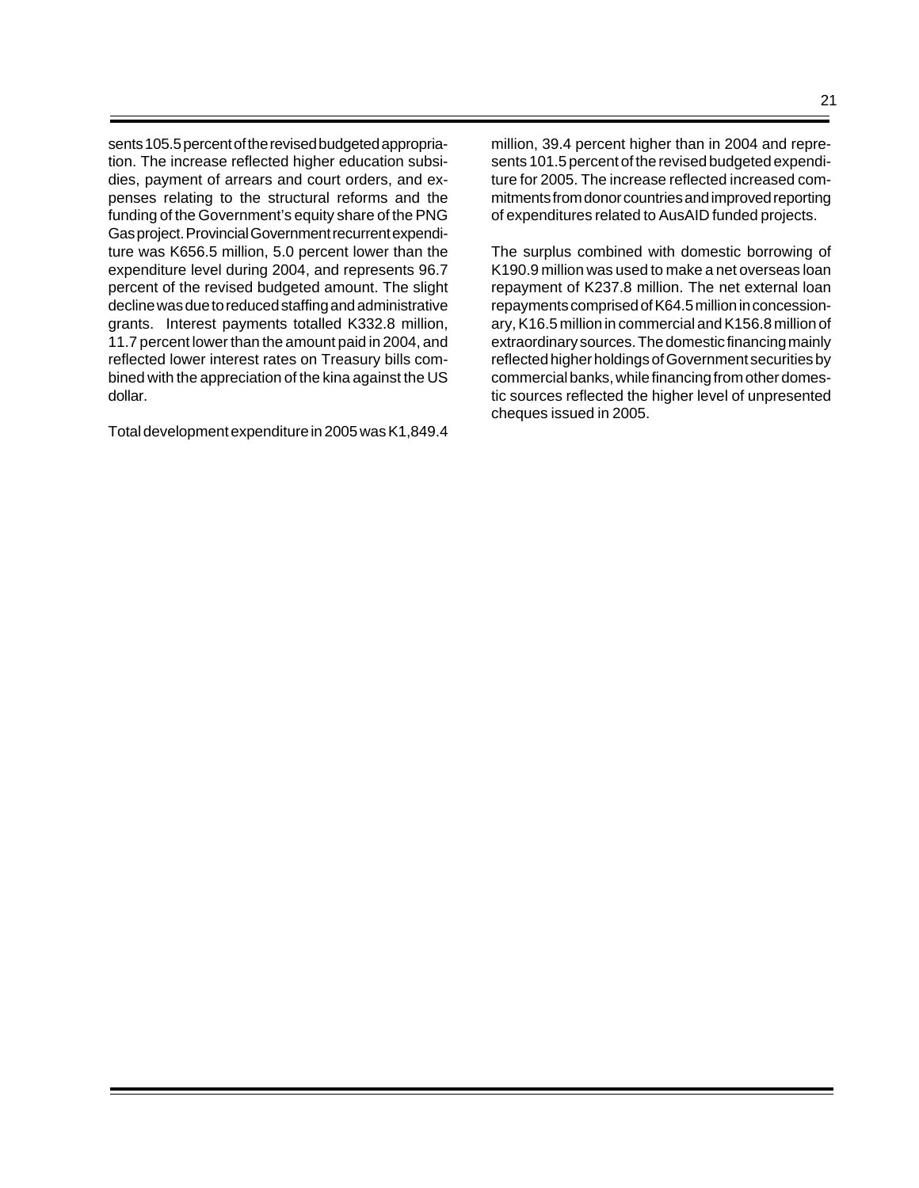sents 105.5 percent of the revised budgeted appropriation. The increase reflected higher education subsidies, payment of arrears and court orders, and expenses relating to the structural reforms and the funding of the Government's equity share of the PNG Gas project. Provincial Government recurrent expenditure was K656.5 million, 5.0 percent lower than the expenditure level during 2004, and represents 96.7 percent of the revised budgeted amount. The slight decline was due to reduced staffing and administrative grants. Interest payments totalled K332.8 million, 11.7 percent lower than the amount paid in 2004, and reflected lower interest rates on Treasury bills combined with the appreciation of the kina against the US dollar.

Total development expenditure in 2005 was K1,849.4 million, 39.4 percent higher than in 2004 and represents 101.5 percent of the revised budgeted expenditure for 2005. The increase reflected increased commitments from donor countries and improved reporting of expenditures related to AusAID funded projects.

The surplus combined with domestic borrowing of K190.9 million was used to make a net overseas loan repayment of K237.8 million. The net external loan repayments comprised of K64.5 million in concessionary, K16.5 million in commercial and K156.8 million of extraordinary sources. The domestic financing mainly reflected higher holdings of Government securities by commercial banks, while financing from other domestic sources reflected the higher level of unpresented cheques issued in 2005.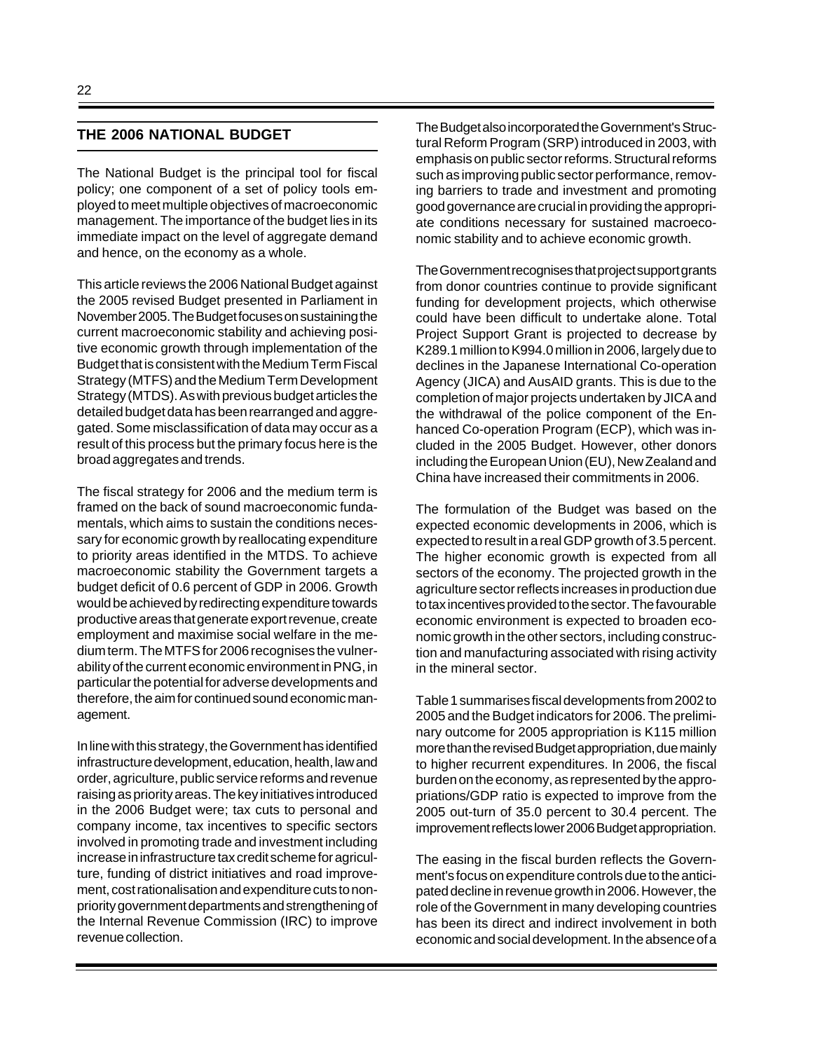## THE 2006 NATIONAL BUDGET

The National Budget is the principal tool for fiscal policy; one component of a set of policy tools employed to meet multiple objectives of macroeconomic management. The importance of the budget lies in its immediate impact on the level of aggregate demand and hence, on the economy as a whole.

This article reviews the 2006 National Budget against the 2005 revised Budget presented in Parliament in November 2005. The Budget focuses on sustaining the current macroeconomic stability and achieving positive economic growth through implementation of the Budget that is consistent with the Medium Term Fiscal Strategy (MTFS) and the Medium Term Development Strategy (MTDS). As with previous budget articles the detailed budget data has been rearranged and aggregated. Some misclassification of data may occur as a result of this process but the primary focus here is the broad aggregates and trends.

The fiscal strategy for 2006 and the medium term is framed on the back of sound macroeconomic fundamentals, which aims to sustain the conditions necessary for economic growth by reallocating expenditure to priority areas identified in the MTDS. To achieve macroeconomic stability the Government targets a budget deficit of 0.6 percent of GDP in 2006. Growth would be achieved by redirecting expenditure towards productive areas that generate export revenue, create employment and maximise social welfare in the medium term. The MTFS for 2006 recognises the vulnerability of the current economic environment in PNG, in particular the potential for adverse developments and therefore, the aim for continued sound economic management.

In line with this strategy, the Government has identified infrastructure development, education, health, law and order, agriculture, public service reforms and revenue raising as priority areas. The key initiatives introduced in the 2006 Budget were; tax cuts to personal and company income, tax incentives to specific sectors involved in promoting trade and investment including increase in infrastructure tax credit scheme for agriculture, funding of district initiatives and road improvement, cost rationalisation and expenditure cuts to non-priority government departments and strengthening of the Internal Revenue Commission (IRC) to improve revenue collection.

The Budget also incorporated the Government's Structural Reform Program (SRP) introduced in 2003, with emphasis on public sector reforms. Structural reforms such as improving public sector performance, removing barriers to trade and investment and promoting good governance are crucial in providing the appropriate conditions necessary for sustained macroeconomic stability and to achieve economic growth.

The Government recognises that project support grants from donor countries continue to provide significant funding for development projects, which otherwise could have been difficult to undertake alone. Total Project Support Grant is projected to decrease by K289.1 million to K994.0 million in 2006, largely due to declines in the Japanese International Co-operation Agency (JICA) and AusAID grants. This is due to the completion of major projects undertaken by JICA and the withdrawal of the police component of the Enhanced Co-operation Program (ECP), which was included in the 2005 Budget. However, other donors including the European Union (EU), New Zealand and China have increased their commitments in 2006.

The formulation of the Budget was based on the expected economic developments in 2006, which is expected to result in a real GDP growth of 3.5 percent. The higher economic growth is expected from all sectors of the economy. The projected growth in the agriculture sector reflects increases in production due to tax incentives provided to the sector. The favourable economic environment is expected to broaden economic growth in the other sectors, including construction and manufacturing associated with rising activity in the mineral sector.

Table 1 summarises fiscal developments from 2002 to 2005 and the Budget indicators for 2006. The preliminary outcome for 2005 appropriation is K115 million more than the revised Budget appropriation, due mainly to higher recurrent expenditures. In 2006, the fiscal burden on the economy, as represented by the appropriations/GDP ratio is expected to improve from the 2005 out-turn of 35.0 percent to 30.4 percent. The improvement reflects lower 2006 Budget appropriation.

The easing in the fiscal burden reflects the Government's focus on expenditure controls due to the anticipated decline in revenue growth in 2006. However, the role of the Government in many developing countries has been its direct and indirect involvement in both economic and social development. In the absence of a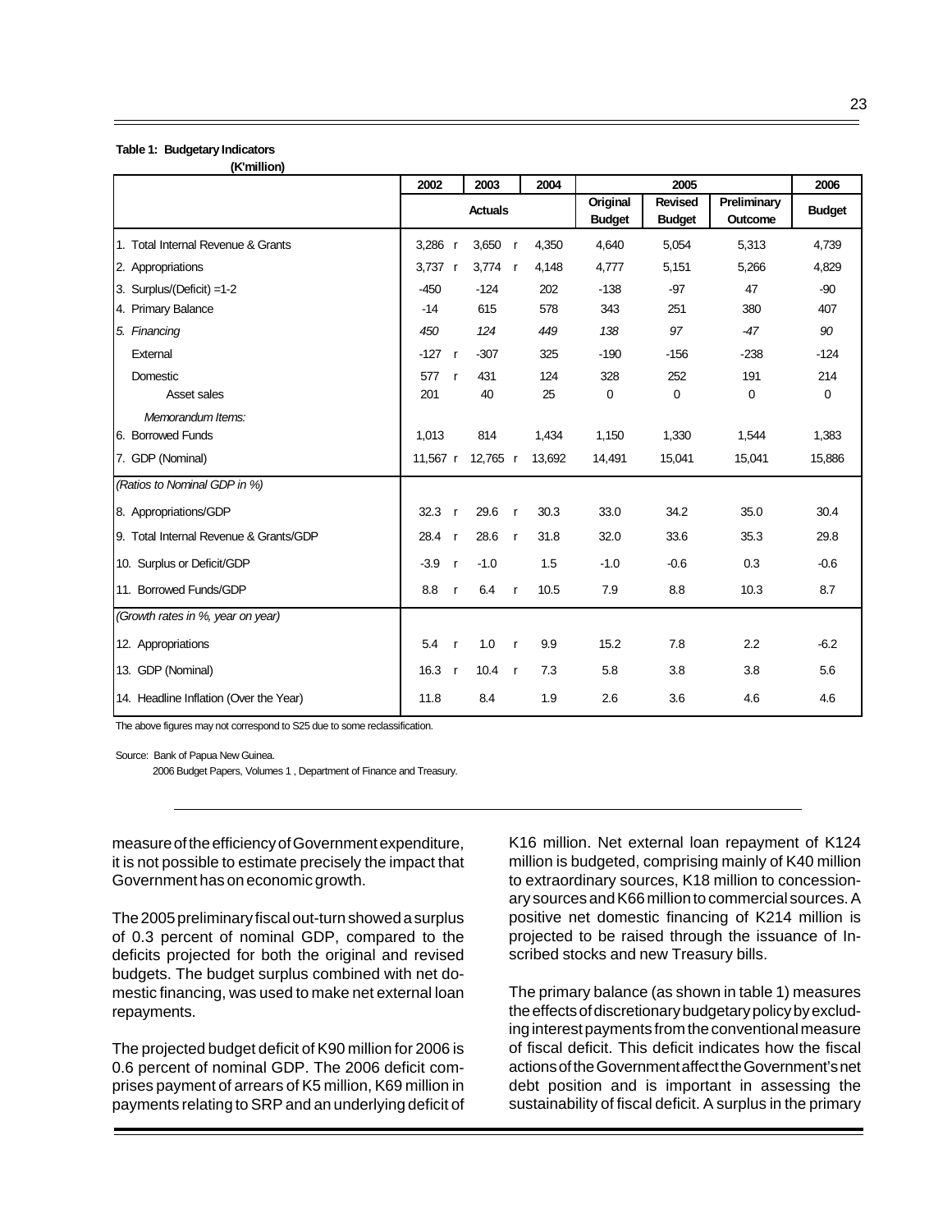**Table 1: Budgetary Indicators**
**(K'million)**

| | 2002 | 2003 | 2004 | 2005 | | | 2006 |
|---|---|---|---|---|---|---|---|
| | Actuals | | | Original Budget | Revised Budget | Preliminary Outcome | Budget |
| 1. Total Internal Revenue & Grants | 3,286 r | 3,650 r | 4,350 | 4,640 | 5,054 | 5,313 | 4,739 |
| 2. Appropriations | 3,737 r | 3,774 r | 4,148 | 4,777 | 5,151 | 5,266 | 4,829 |
| 3. Surplus/(Deficit) =1-2 | -450 | -124 | 202 | -138 | -97 | 47 | -90 |
| 4. Primary Balance | -14 | 615 | 578 | 343 | 251 | 380 | 407 |
| *5. Financing* | *450* | *124* | *449* | *138* | *97* | *-47* | *90* |
| External | -127 r | -307 | 325 | -190 | -156 | -238 | -124 |
| Domestic | 577 r | 431 | 124 | 328 | 252 | 191 | 214 |
| Asset sales | 201 | 40 | 25 | 0 | 0 | 0 | 0 |
| *Memorandum Items:* | | | | | | | |
| 6. Borrowed Funds | 1,013 | 814 | 1,434 | 1,150 | 1,330 | 1,544 | 1,383 |
| 7. GDP (Nominal) | 11,567 r | 12,765 r | 13,692 | 14,491 | 15,041 | 15,041 | 15,886 |
| *(Ratios to Nominal GDP in %)* | | | | | | | |
| 8. Appropriations/GDP | 32.3 r | 29.6 r | 30.3 | 33.0 | 34.2 | 35.0 | 30.4 |
| 9. Total Internal Revenue & Grants/GDP | 28.4 r | 28.6 r | 31.8 | 32.0 | 33.6 | 35.3 | 29.8 |
| 10. Surplus or Deficit/GDP | -3.9 r | -1.0 | 1.5 | -1.0 | -0.6 | 0.3 | -0.6 |
| 11. Borrowed Funds/GDP | 8.8 r | 6.4 r | 10.5 | 7.9 | 8.8 | 10.3 | 8.7 |
| *(Growth rates in %, year on year)* | | | | | | | |
| 12. Appropriations | 5.4 r | 1.0 r | 9.9 | 15.2 | 7.8 | 2.2 | -6.2 |
| 13. GDP (Nominal) | 16.3 r | 10.4 r | 7.3 | 5.8 | 3.8 | 3.8 | 5.6 |
| 14. Headline Inflation (Over the Year) | 11.8 | 8.4 | 1.9 | 2.6 | 3.6 | 4.6 | 4.6 |

The above figures may not correspond to S25 due to some reclassification.

Source: Bank of Papua New Guinea.
2006 Budget Papers, Volumes 1 , Department of Finance and Treasury.

measure of the efficiency of Government expenditure, it is not possible to estimate precisely the impact that Government has on economic growth.

The 2005 preliminary fiscal out-turn showed a surplus of 0.3 percent of nominal GDP, compared to the deficits projected for both the original and revised budgets. The budget surplus combined with net domestic financing, was used to make net external loan repayments.

The projected budget deficit of K90 million for 2006 is 0.6 percent of nominal GDP. The 2006 deficit comprises payment of arrears of K5 million, K69 million in payments relating to SRP and an underlying deficit of K16 million. Net external loan repayment of K124 million is budgeted, comprising mainly of K40 million to extraordinary sources, K18 million to concessionary sources and K66 million to commercial sources. A positive net domestic financing of K214 million is projected to be raised through the issuance of Inscribed stocks and new Treasury bills.

The primary balance (as shown in table 1) measures the effects of discretionary budgetary policy by excluding interest payments from the conventional measure of fiscal deficit. This deficit indicates how the fiscal actions of the Government affect the Government's net debt position and is important in assessing the sustainability of fiscal deficit. A surplus in the primary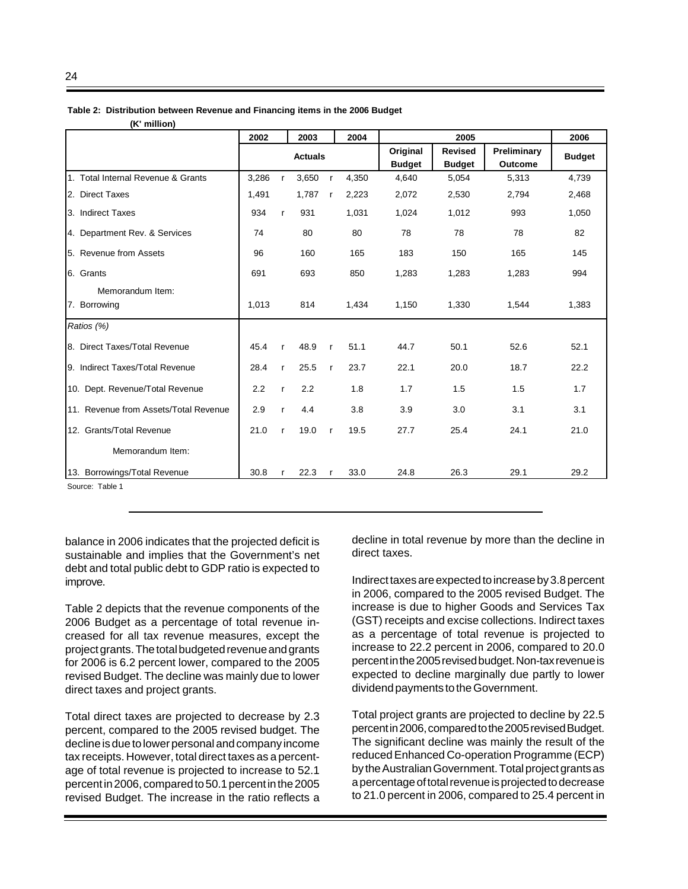**Table 2: Distribution between Revenue and Financing items in the 2006 Budget**
**(K' million)**

| | 2002 | | 2003 | | 2004 | 2005 | | | 2006 |
|---|---|---|---|---|---|---|---|---|---|
| | Actuals | | | | | Original Budget | Revised Budget | Preliminary Outcome | Budget |
| 1. Total Internal Revenue & Grants | 3,286 | r | 3,650 | r | 4,350 | 4,640 | 5,054 | 5,313 | 4,739 |
| 2. Direct Taxes | 1,491 | | 1,787 | r | 2,223 | 2,072 | 2,530 | 2,794 | 2,468 |
| 3. Indirect Taxes | 934 | r | 931 | | 1,031 | 1,024 | 1,012 | 993 | 1,050 |
| 4. Department Rev. & Services | 74 | | 80 | | 80 | 78 | 78 | 78 | 82 |
| 5. Revenue from Assets | 96 | | 160 | | 165 | 183 | 150 | 165 | 145 |
| 6. Grants | 691 | | 693 | | 850 | 1,283 | 1,283 | 1,283 | 994 |
| Memorandum Item: | | | | | | | | | |
| 7. Borrowing | 1,013 | | 814 | | 1,434 | 1,150 | 1,330 | 1,544 | 1,383 |
| *Ratios (%)* | | | | | | | | | |
| 8. Direct Taxes/Total Revenue | 45.4 | r | 48.9 | r | 51.1 | 44.7 | 50.1 | 52.6 | 52.1 |
| 9. Indirect Taxes/Total Revenue | 28.4 | r | 25.5 | r | 23.7 | 22.1 | 20.0 | 18.7 | 22.2 |
| 10. Dept. Revenue/Total Revenue | 2.2 | r | 2.2 | | 1.8 | 1.7 | 1.5 | 1.5 | 1.7 |
| 11. Revenue from Assets/Total Revenue | 2.9 | r | 4.4 | | 3.8 | 3.9 | 3.0 | 3.1 | 3.1 |
| 12. Grants/Total Revenue | 21.0 | r | 19.0 | r | 19.5 | 27.7 | 25.4 | 24.1 | 21.0 |
| Memorandum Item: | | | | | | | | | |
| 13. Borrowings/Total Revenue | 30.8 | r | 22.3 | r | 33.0 | 24.8 | 26.3 | 29.1 | 29.2 |

Source: Table 1

balance in 2006 indicates that the projected deficit is sustainable and implies that the Government's net debt and total public debt to GDP ratio is expected to improve.

Table 2 depicts that the revenue components of the 2006 Budget as a percentage of total revenue increased for all tax revenue measures, except the project grants. The total budgeted revenue and grants for 2006 is 6.2 percent lower, compared to the 2005 revised Budget. The decline was mainly due to lower direct taxes and project grants.

Total direct taxes are projected to decrease by 2.3 percent, compared to the 2005 revised budget. The decline is due to lower personal and company income tax receipts. However, total direct taxes as a percentage of total revenue is projected to increase to 52.1 percent in 2006, compared to 50.1 percent in the 2005 revised Budget. The increase in the ratio reflects a decline in total revenue by more than the decline in direct taxes.

Indirect taxes are expected to increase by 3.8 percent in 2006, compared to the 2005 revised Budget. The increase is due to higher Goods and Services Tax (GST) receipts and excise collections. Indirect taxes as a percentage of total revenue is projected to increase to 22.2 percent in 2006, compared to 20.0 percent in the 2005 revised budget. Non-tax revenue is expected to decline marginally due partly to lower dividend payments to the Government.

Total project grants are projected to decline by 22.5 percent in 2006, compared to the 2005 revised Budget. The significant decline was mainly the result of the reduced Enhanced Co-operation Programme (ECP) by the Australian Government. Total project grants as a percentage of total revenue is projected to decrease to 21.0 percent in 2006, compared to 25.4 percent in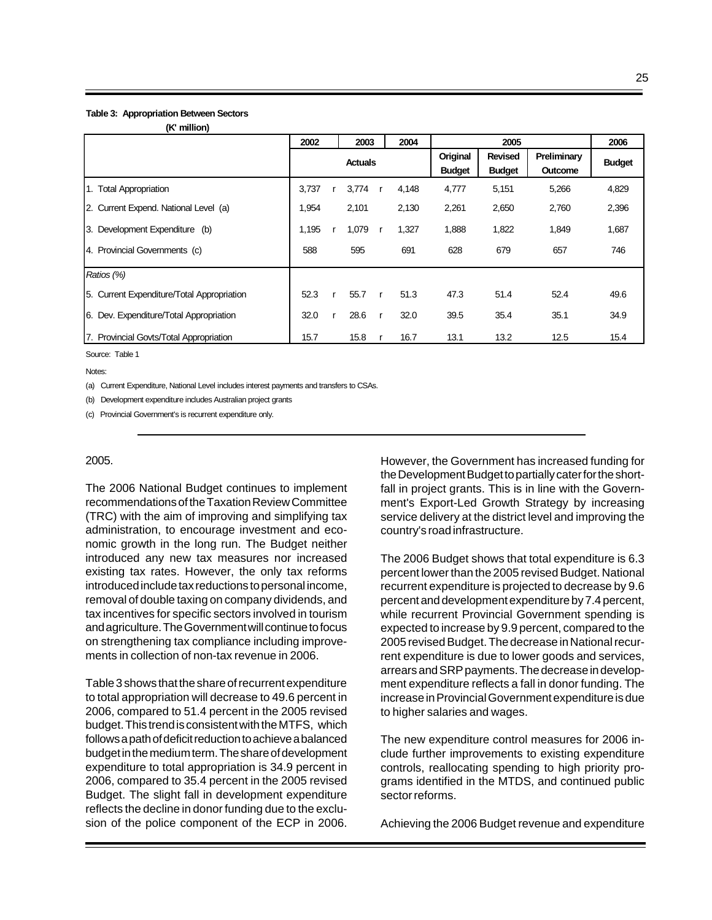**Table 3: Appropriation Between Sectors**

**(K' million)**

| | 2002 | | 2003 | | 2004 | 2005 | | | 2006 |
|---|---|---|---|---|---|---|---|---|---|
| | Actuals | | | | | Original Budget | Revised Budget | Preliminary Outcome | Budget |
| 1. Total Appropriation | 3,737 | r | 3,774 | r | 4,148 | 4,777 | 5,151 | 5,266 | 4,829 |
| 2. Current Expend. National Level (a) | 1,954 | | 2,101 | | 2,130 | 2,261 | 2,650 | 2,760 | 2,396 |
| 3. Development Expenditure (b) | 1,195 | r | 1,079 | r | 1,327 | 1,888 | 1,822 | 1,849 | 1,687 |
| 4. Provincial Governments (c) | 588 | | 595 | | 691 | 628 | 679 | 657 | 746 |
| *Ratios (%)* | | | | | | | | | |
| 5. Current Expenditure/Total Appropriation | 52.3 | r | 55.7 | r | 51.3 | 47.3 | 51.4 | 52.4 | 49.6 |
| 6. Dev. Expenditure/Total Appropriation | 32.0 | r | 28.6 | r | 32.0 | 39.5 | 35.4 | 35.1 | 34.9 |
| 7. Provincial Govts/Total Appropriation | 15.7 | | 15.8 | r | 16.7 | 13.1 | 13.2 | 12.5 | 15.4 |

Source: Table 1

Notes:

(a) Current Expenditure, National Level includes interest payments and transfers to CSAs.

(b) Development expenditure includes Australian project grants

(c) Provincial Government's is recurrent expenditure only.

2005.

The 2006 National Budget continues to implement recommendations of the Taxation Review Committee (TRC) with the aim of improving and simplifying tax administration, to encourage investment and economic growth in the long run. The Budget neither introduced any new tax measures nor increased existing tax rates. However, the only tax reforms introduced include tax reductions to personal income, removal of double taxing on company dividends, and tax incentives for specific sectors involved in tourism and agriculture. The Government will continue to focus on strengthening tax compliance including improvements in collection of non-tax revenue in 2006.

Table 3 shows that the share of recurrent expenditure to total appropriation will decrease to 49.6 percent in 2006, compared to 51.4 percent in the 2005 revised budget. This trend is consistent with the MTFS, which follows a path of deficit reduction to achieve a balanced budget in the medium term. The share of development expenditure to total appropriation is 34.9 percent in 2006, compared to 35.4 percent in the 2005 revised Budget. The slight fall in development expenditure reflects the decline in donor funding due to the exclusion of the police component of the ECP in 2006. However, the Government has increased funding for the Development Budget to partially cater for the shortfall in project grants. This is in line with the Government's Export-Led Growth Strategy by increasing service delivery at the district level and improving the country's road infrastructure.

The 2006 Budget shows that total expenditure is 6.3 percent lower than the 2005 revised Budget. National recurrent expenditure is projected to decrease by 9.6 percent and development expenditure by 7.4 percent, while recurrent Provincial Government spending is expected to increase by 9.9 percent, compared to the 2005 revised Budget. The decrease in National recurrent expenditure is due to lower goods and services, arrears and SRP payments. The decrease in development expenditure reflects a fall in donor funding. The increase in Provincial Government expenditure is due to higher salaries and wages.

The new expenditure control measures for 2006 include further improvements to existing expenditure controls, reallocating spending to high priority programs identified in the MTDS, and continued public sector reforms.

Achieving the 2006 Budget revenue and expenditure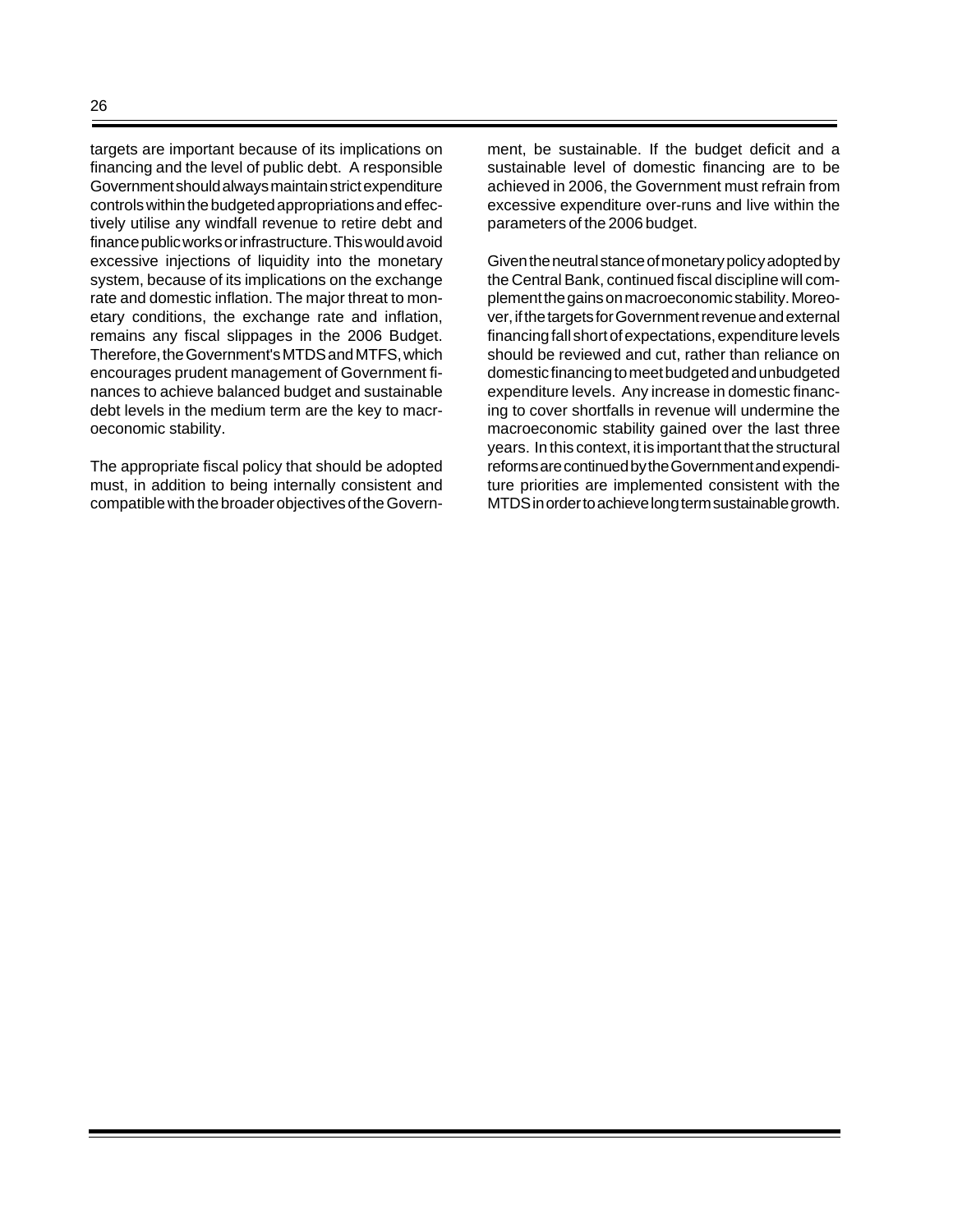targets are important because of its implications on financing and the level of public debt. A responsible Government should always maintain strict expenditure controls within the budgeted appropriations and effectively utilise any windfall revenue to retire debt and finance public works or infrastructure. This would avoid excessive injections of liquidity into the monetary system, because of its implications on the exchange rate and domestic inflation. The major threat to monetary conditions, the exchange rate and inflation, remains any fiscal slippages in the 2006 Budget. Therefore, the Government's MTDS and MTFS, which encourages prudent management of Government finances to achieve balanced budget and sustainable debt levels in the medium term are the key to macroeconomic stability.

The appropriate fiscal policy that should be adopted must, in addition to being internally consistent and compatible with the broader objectives of the Government, be sustainable. If the budget deficit and a sustainable level of domestic financing are to be achieved in 2006, the Government must refrain from excessive expenditure over-runs and live within the parameters of the 2006 budget.

Given the neutral stance of monetary policy adopted by the Central Bank, continued fiscal discipline will complement the gains on macroeconomic stability. Moreover, if the targets for Government revenue and external financing fall short of expectations, expenditure levels should be reviewed and cut, rather than reliance on domestic financing to meet budgeted and unbudgeted expenditure levels. Any increase in domestic financing to cover shortfalls in revenue will undermine the macroeconomic stability gained over the last three years. In this context, it is important that the structural reforms are continued by the Government and expenditure priorities are implemented consistent with the MTDS in order to achieve long term sustainable growth.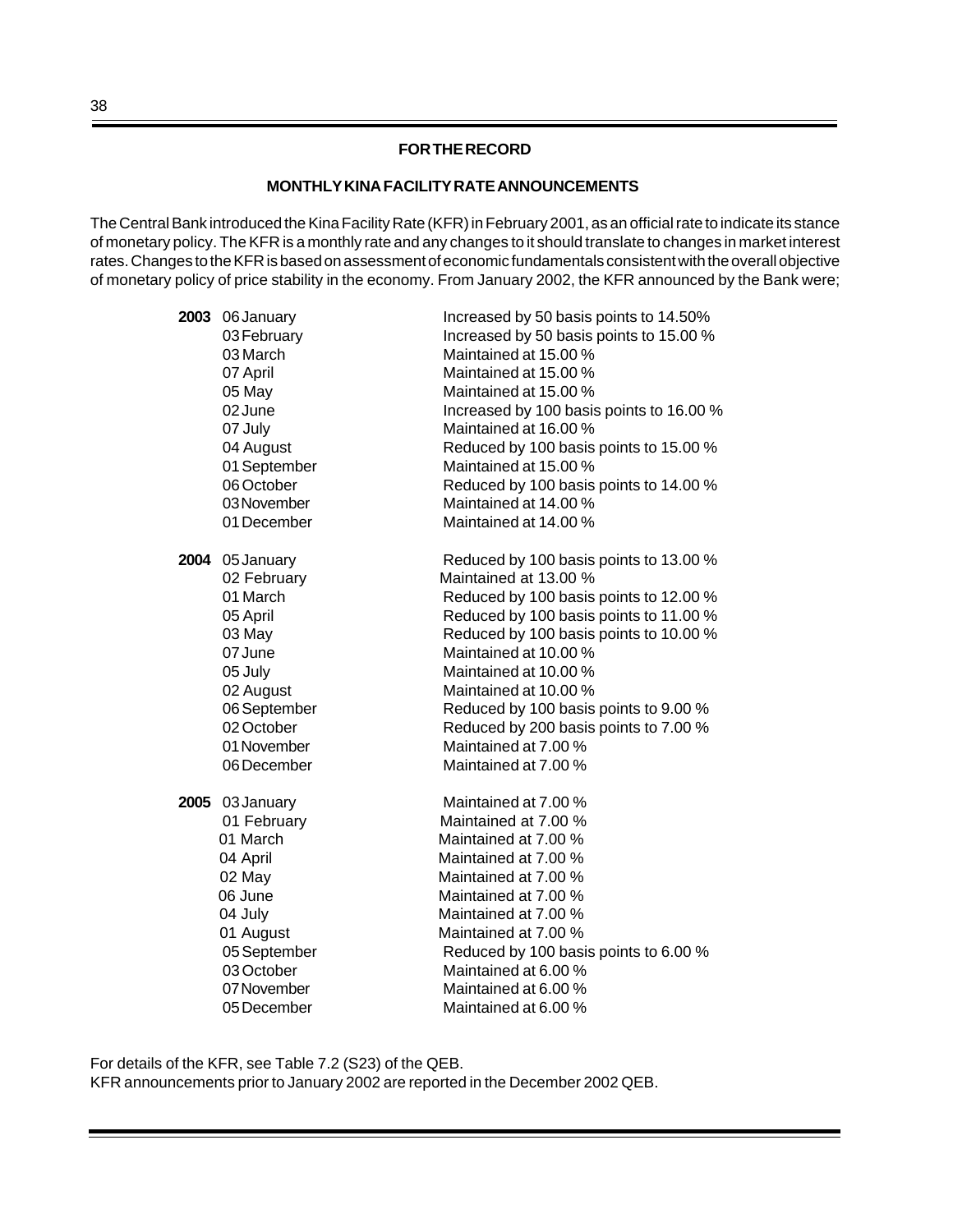## FOR THE RECORD

### MONTHLY KINA FACILITY RATE ANNOUNCEMENTS

The Central Bank introduced the Kina Facility Rate (KFR) in February 2001, as an official rate to indicate its stance of monetary policy. The KFR is a monthly rate and any changes to it should translate to changes in market interest rates. Changes to the KFR is based on assessment of economic fundamentals consistent with the overall objective of monetary policy of price stability in the economy. From January 2002, the KFR announced by the Bank were;

| Year | Date | Announcement |
|---|---|---|
| **2003** | 06 January | Increased by 50 basis points to 14.50% |
| | 03 February | Increased by 50 basis points to 15.00 % |
| | 03 March | Maintained at 15.00 % |
| | 07 April | Maintained at 15.00 % |
| | 05 May | Maintained at 15.00 % |
| | 02 June | Increased by 100 basis points to 16.00 % |
| | 07 July | Maintained at 16.00 % |
| | 04 August | Reduced by 100 basis points to 15.00 % |
| | 01 September | Maintained at 15.00 % |
| | 06 October | Reduced by 100 basis points to 14.00 % |
| | 03 November | Maintained at 14.00 % |
| | 01 December | Maintained at 14.00 % |
| **2004** | 05 January | Reduced by 100 basis points to 13.00 % |
| | 02 February | Maintained at 13.00 % |
| | 01 March | Reduced by 100 basis points to 12.00 % |
| | 05 April | Reduced by 100 basis points to 11.00 % |
| | 03 May | Reduced by 100 basis points to 10.00 % |
| | 07 June | Maintained at 10.00 % |
| | 05 July | Maintained at 10.00 % |
| | 02 August | Maintained at 10.00 % |
| | 06 September | Reduced by 100 basis points to 9.00 % |
| | 02 October | Reduced by 200 basis points to 7.00 % |
| | 01 November | Maintained at 7.00 % |
| | 06 December | Maintained at 7.00 % |
| **2005** | 03 January | Maintained at 7.00 % |
| | 01 February | Maintained at 7.00 % |
| | 01 March | Maintained at 7.00 % |
| | 04 April | Maintained at 7.00 % |
| | 02 May | Maintained at 7.00 % |
| | 06 June | Maintained at 7.00 % |
| | 04 July | Maintained at 7.00 % |
| | 01 August | Maintained at 7.00 % |
| | 05 September | Reduced by 100 basis points to 6.00 % |
| | 03 October | Maintained at 6.00 % |
| | 07 November | Maintained at 6.00 % |
| | 05 December | Maintained at 6.00 % |

For details of the KFR, see Table 7.2 (S23) of the QEB.
KFR announcements prior to January 2002 are reported in the December 2002 QEB.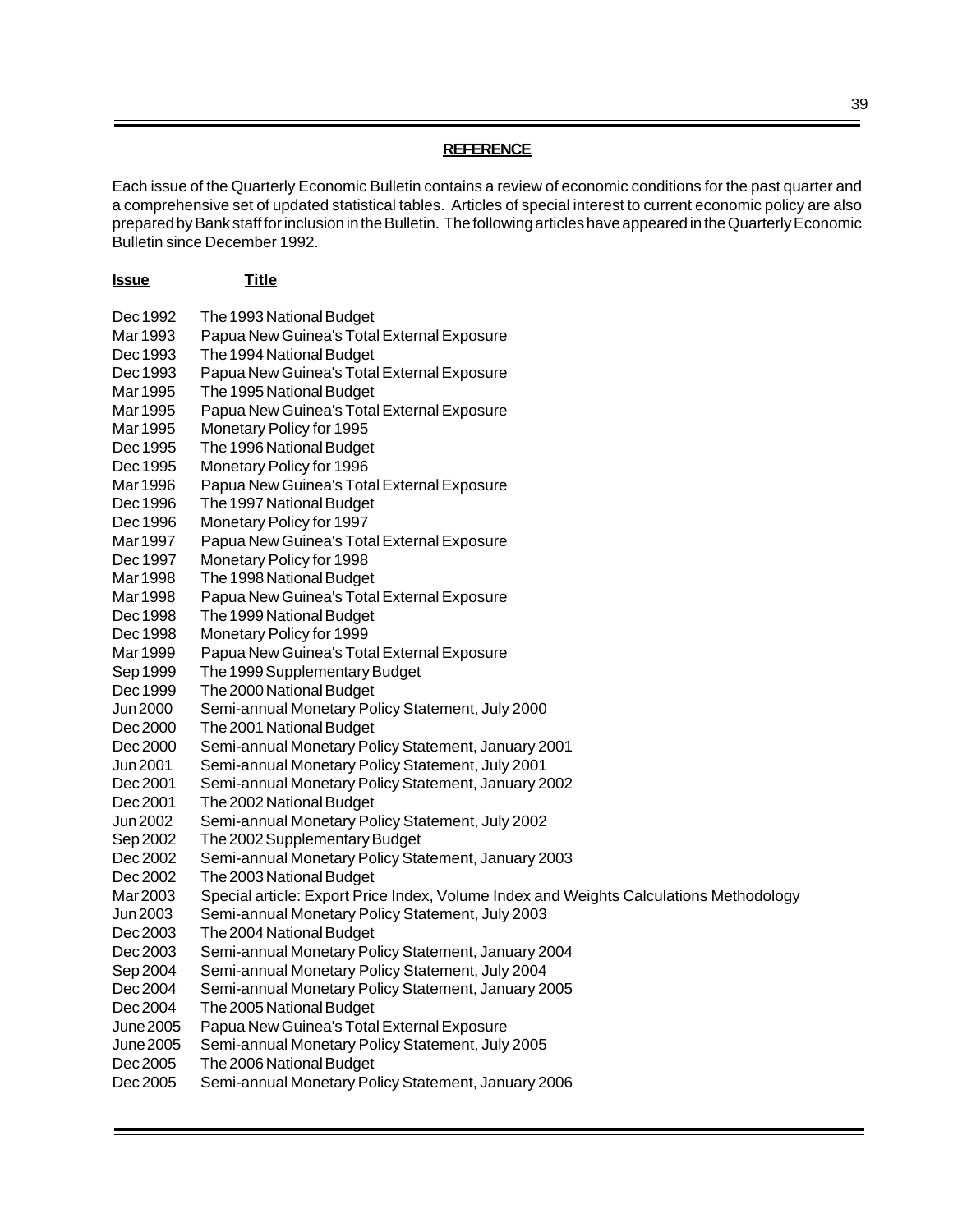## REFERENCE

Each issue of the Quarterly Economic Bulletin contains a review of economic conditions for the past quarter and a comprehensive set of updated statistical tables. Articles of special interest to current economic policy are also prepared by Bank staff for inclusion in the Bulletin. The following articles have appeared in the Quarterly Economic Bulletin since December 1992.

| Issue | Title |
|---|---|
| Dec 1992 | The 1993 National Budget |
| Mar 1993 | Papua New Guinea's Total External Exposure |
| Dec 1993 | The 1994 National Budget |
| Dec 1993 | Papua New Guinea's Total External Exposure |
| Mar 1995 | The 1995 National Budget |
| Mar 1995 | Papua New Guinea's Total External Exposure |
| Mar 1995 | Monetary Policy for 1995 |
| Dec 1995 | The 1996 National Budget |
| Dec 1995 | Monetary Policy for 1996 |
| Mar 1996 | Papua New Guinea's Total External Exposure |
| Dec 1996 | The 1997 National Budget |
| Dec 1996 | Monetary Policy for 1997 |
| Mar 1997 | Papua New Guinea's Total External Exposure |
| Dec 1997 | Monetary Policy for 1998 |
| Mar 1998 | The 1998 National Budget |
| Mar 1998 | Papua New Guinea's Total External Exposure |
| Dec 1998 | The 1999 National Budget |
| Dec 1998 | Monetary Policy for 1999 |
| Mar 1999 | Papua New Guinea's Total External Exposure |
| Sep 1999 | The 1999 Supplementary Budget |
| Dec 1999 | The 2000 National Budget |
| Jun 2000 | Semi-annual Monetary Policy Statement, July 2000 |
| Dec 2000 | The 2001 National Budget |
| Dec 2000 | Semi-annual Monetary Policy Statement, January 2001 |
| Jun 2001 | Semi-annual Monetary Policy Statement, July 2001 |
| Dec 2001 | Semi-annual Monetary Policy Statement, January 2002 |
| Dec 2001 | The 2002 National Budget |
| Jun 2002 | Semi-annual Monetary Policy Statement, July 2002 |
| Sep 2002 | The 2002 Supplementary Budget |
| Dec 2002 | Semi-annual Monetary Policy Statement, January 2003 |
| Dec 2002 | The 2003 National Budget |
| Mar 2003 | Special article: Export Price Index, Volume Index and Weights Calculations Methodology |
| Jun 2003 | Semi-annual Monetary Policy Statement, July 2003 |
| Dec 2003 | The 2004 National Budget |
| Dec 2003 | Semi-annual Monetary Policy Statement, January 2004 |
| Sep 2004 | Semi-annual Monetary Policy Statement, July 2004 |
| Dec 2004 | Semi-annual Monetary Policy Statement, January 2005 |
| Dec 2004 | The 2005 National Budget |
| June 2005 | Papua New Guinea's Total External Exposure |
| June 2005 | Semi-annual Monetary Policy Statement, July 2005 |
| Dec 2005 | The 2006 National Budget |
| Dec 2005 | Semi-annual Monetary Policy Statement, January 2006 |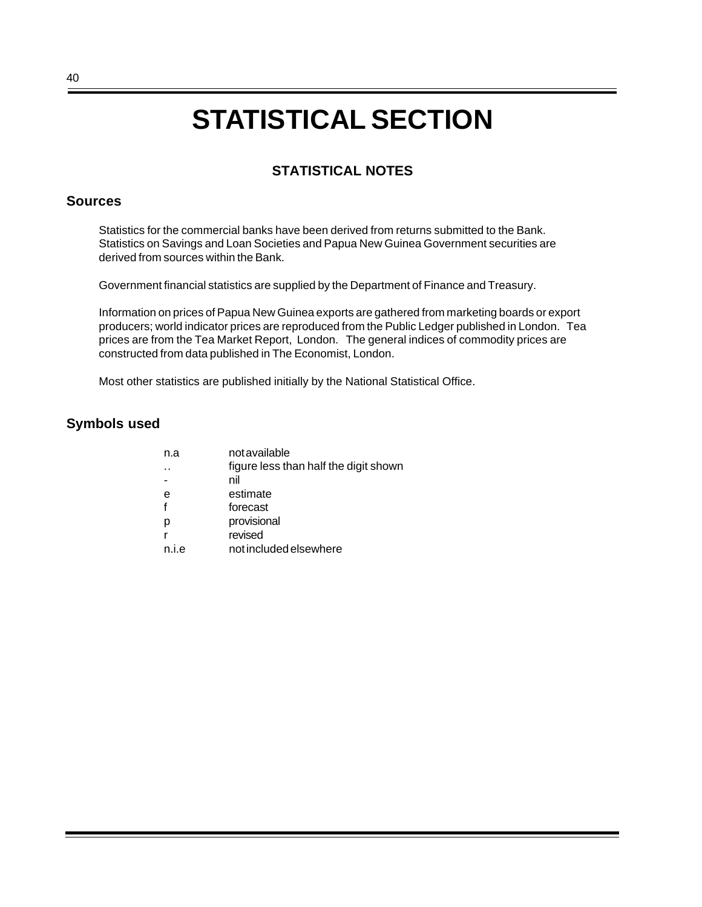# STATISTICAL SECTION

## STATISTICAL NOTES

### Sources

Statistics for the commercial banks have been derived from returns submitted to the Bank. Statistics on Savings and Loan Societies and Papua New Guinea Government securities are derived from sources within the Bank.

Government financial statistics are supplied by the Department of Finance and Treasury.

Information on prices of Papua New Guinea exports are gathered from marketing boards or export producers; world indicator prices are reproduced from the Public Ledger published in London. Tea prices are from the Tea Market Report, London. The general indices of commodity prices are constructed from data published in The Economist, London.

Most other statistics are published initially by the National Statistical Office.

### Symbols used

| | |
|---|---|
| n.a | not available |
| .. | figure less than half the digit shown |
| - | nil |
| e | estimate |
| f | forecast |
| p | provisional |
| r | revised |
| n.i.e | not included elsewhere |